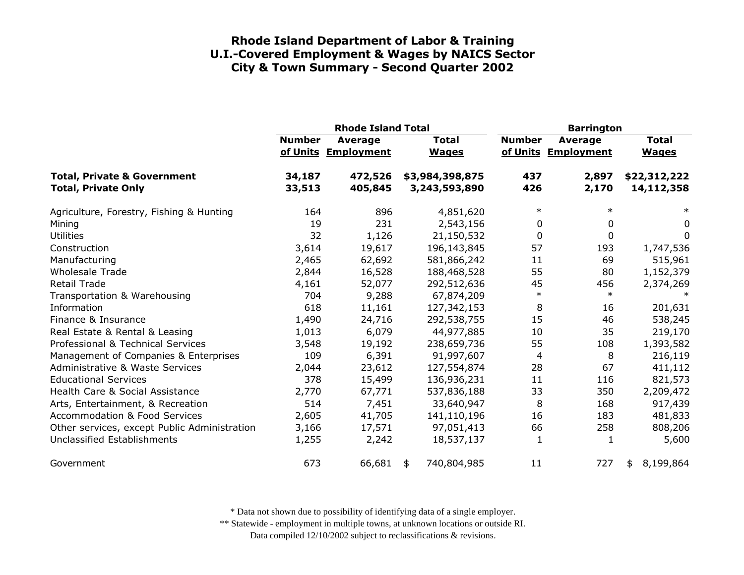# Rhode Island Department of Labor & Training
## U.I.-Covered Employment & Wages by NAICS Sector
## City & Town Summary - Second Quarter 2002

| | Rhode Island Total | | | Barrington | | |
|---|---|---|---|---|---|---|
| | Number of Units | Average Employment | Total Wages | Number of Units | Average Employment | Total Wages |
| **Total, Private & Government** | **34,187** | **472,526** | **$3,984,398,875** | **437** | **2,897** | **$22,312,222** |
| **Total, Private Only** | **33,513** | **405,845** | **3,243,593,890** | **426** | **2,170** | **14,112,358** |
| Agriculture, Forestry, Fishing & Hunting | 164 | 896 | 4,851,620 | * | * | * |
| Mining | 19 | 231 | 2,543,156 | 0 | 0 | 0 |
| Utilities | 32 | 1,126 | 21,150,532 | 0 | 0 | 0 |
| Construction | 3,614 | 19,617 | 196,143,845 | 57 | 193 | 1,747,536 |
| Manufacturing | 2,465 | 62,692 | 581,866,242 | 11 | 69 | 515,961 |
| Wholesale Trade | 2,844 | 16,528 | 188,468,528 | 55 | 80 | 1,152,379 |
| Retail Trade | 4,161 | 52,077 | 292,512,636 | 45 | 456 | 2,374,269 |
| Transportation & Warehousing | 704 | 9,288 | 67,874,209 | * | * | * |
| Information | 618 | 11,161 | 127,342,153 | 8 | 16 | 201,631 |
| Finance & Insurance | 1,490 | 24,716 | 292,538,755 | 15 | 46 | 538,245 |
| Real Estate & Rental & Leasing | 1,013 | 6,079 | 44,977,885 | 10 | 35 | 219,170 |
| Professional & Technical Services | 3,548 | 19,192 | 238,659,736 | 55 | 108 | 1,393,582 |
| Management of Companies & Enterprises | 109 | 6,391 | 91,997,607 | 4 | 8 | 216,119 |
| Administrative & Waste Services | 2,044 | 23,612 | 127,554,874 | 28 | 67 | 411,112 |
| Educational Services | 378 | 15,499 | 136,936,231 | 11 | 116 | 821,573 |
| Health Care & Social Assistance | 2,770 | 67,771 | 537,836,188 | 33 | 350 | 2,209,472 |
| Arts, Entertainment, & Recreation | 514 | 7,451 | 33,640,947 | 8 | 168 | 917,439 |
| Accommodation & Food Services | 2,605 | 41,705 | 141,110,196 | 16 | 183 | 481,833 |
| Other services, except Public Administration | 3,166 | 17,571 | 97,051,413 | 66 | 258 | 808,206 |
| Unclassified Establishments | 1,255 | 2,242 | 18,537,137 | 1 | 1 | 5,600 |
| Government | 673 | 66,681 | $ 740,804,985 | 11 | 727 | $ 8,199,864 |

\* Data not shown due to possibility of identifying data of a single employer.

\*\* Statewide - employment in multiple towns, at unknown locations or outside RI.

Data compiled 12/10/2002 subject to reclassifications & revisions.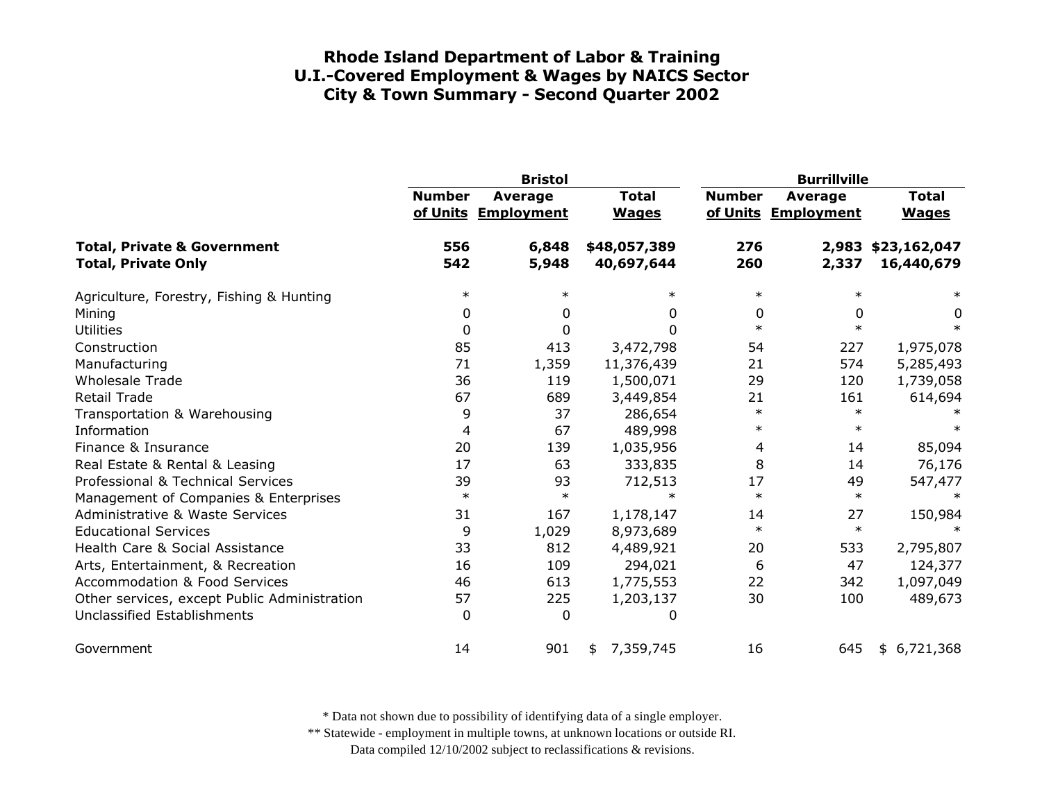# Rhode Island Department of Labor & Training
## U.I.-Covered Employment & Wages by NAICS Sector
## City & Town Summary - Second Quarter 2002

| | Bristol | | | Burrillville | | |
|---|---|---|---|---|---|---|
| | Number of Units | Average Employment | Total Wages | Number of Units | Average Employment | Total Wages |
| **Total, Private & Government** | **556** | **6,848** | **$48,057,389** | **276** | **2,983** | **$23,162,047** |
| **Total, Private Only** | **542** | **5,948** | **40,697,644** | **260** | **2,337** | **16,440,679** |
| Agriculture, Forestry, Fishing & Hunting | * | * | * | * | * | * |
| Mining | 0 | 0 | 0 | 0 | 0 | 0 |
| Utilities | 0 | 0 | 0 | * | * | * |
| Construction | 85 | 413 | 3,472,798 | 54 | 227 | 1,975,078 |
| Manufacturing | 71 | 1,359 | 11,376,439 | 21 | 574 | 5,285,493 |
| Wholesale Trade | 36 | 119 | 1,500,071 | 29 | 120 | 1,739,058 |
| Retail Trade | 67 | 689 | 3,449,854 | 21 | 161 | 614,694 |
| Transportation & Warehousing | 9 | 37 | 286,654 | * | * | * |
| Information | 4 | 67 | 489,998 | * | * | * |
| Finance & Insurance | 20 | 139 | 1,035,956 | 4 | 14 | 85,094 |
| Real Estate & Rental & Leasing | 17 | 63 | 333,835 | 8 | 14 | 76,176 |
| Professional & Technical Services | 39 | 93 | 712,513 | 17 | 49 | 547,477 |
| Management of Companies & Enterprises | * | * | * | * | * | * |
| Administrative & Waste Services | 31 | 167 | 1,178,147 | 14 | 27 | 150,984 |
| Educational Services | 9 | 1,029 | 8,973,689 | * | * | * |
| Health Care & Social Assistance | 33 | 812 | 4,489,921 | 20 | 533 | 2,795,807 |
| Arts, Entertainment, & Recreation | 16 | 109 | 294,021 | 6 | 47 | 124,377 |
| Accommodation & Food Services | 46 | 613 | 1,775,553 | 22 | 342 | 1,097,049 |
| Other services, except Public Administration | 57 | 225 | 1,203,137 | 30 | 100 | 489,673 |
| Unclassified Establishments | 0 | 0 | 0 | | | |
| Government | 14 | 901 | $ 7,359,745 | 16 | 645 | $ 6,721,368 |

* Data not shown due to possibility of identifying data of a single employer.

** Statewide - employment in multiple towns, at unknown locations or outside RI.

Data compiled 12/10/2002 subject to reclassifications & revisions.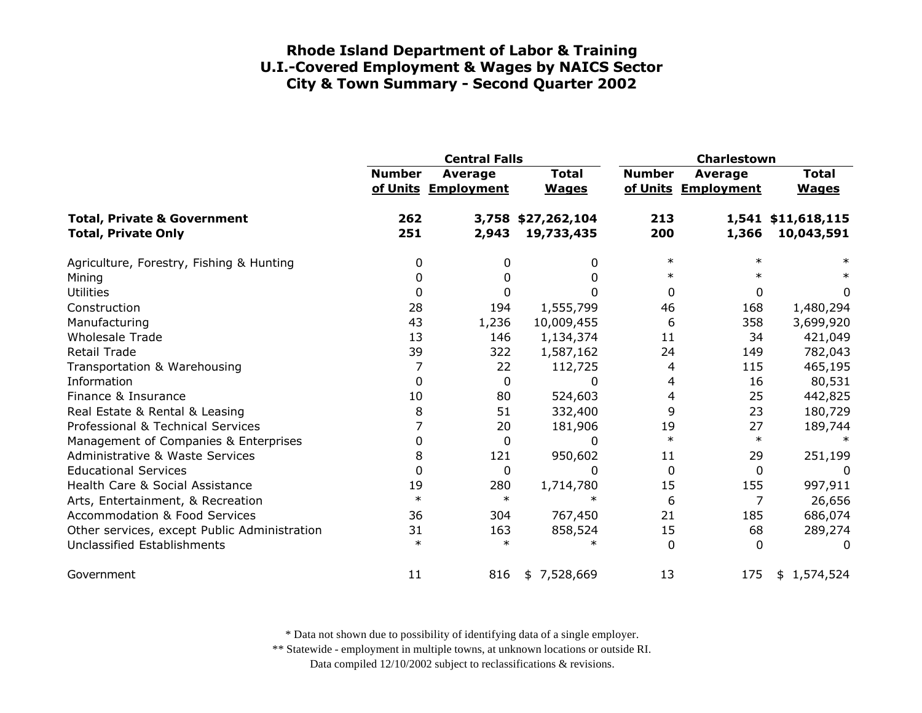**Rhode Island Department of Labor & Training**
**U.I.-Covered Employment & Wages by NAICS Sector**
**City & Town Summary - Second Quarter 2002**

| | Central Falls | | | Charlestown | | |
|---|---|---|---|---|---|---|
| | Number of Units | Average Employment | Total Wages | Number of Units | Average Employment | Total Wages |
| **Total, Private & Government** | **262** | **3,758** | **$27,262,104** | **213** | **1,541** | **$11,618,115** |
| **Total, Private Only** | **251** | **2,943** | **19,733,435** | **200** | **1,366** | **10,043,591** |
| Agriculture, Forestry, Fishing & Hunting | 0 | 0 | 0 | * | * | * |
| Mining | 0 | 0 | 0 | * | * | * |
| Utilities | 0 | 0 | 0 | 0 | 0 | 0 |
| Construction | 28 | 194 | 1,555,799 | 46 | 168 | 1,480,294 |
| Manufacturing | 43 | 1,236 | 10,009,455 | 6 | 358 | 3,699,920 |
| Wholesale Trade | 13 | 146 | 1,134,374 | 11 | 34 | 421,049 |
| Retail Trade | 39 | 322 | 1,587,162 | 24 | 149 | 782,043 |
| Transportation & Warehousing | 7 | 22 | 112,725 | 4 | 115 | 465,195 |
| Information | 0 | 0 | 0 | 4 | 16 | 80,531 |
| Finance & Insurance | 10 | 80 | 524,603 | 4 | 25 | 442,825 |
| Real Estate & Rental & Leasing | 8 | 51 | 332,400 | 9 | 23 | 180,729 |
| Professional & Technical Services | 7 | 20 | 181,906 | 19 | 27 | 189,744 |
| Management of Companies & Enterprises | 0 | 0 | 0 | * | * | * |
| Administrative & Waste Services | 8 | 121 | 950,602 | 11 | 29 | 251,199 |
| Educational Services | 0 | 0 | 0 | 0 | 0 | 0 |
| Health Care & Social Assistance | 19 | 280 | 1,714,780 | 15 | 155 | 997,911 |
| Arts, Entertainment, & Recreation | * | * | * | 6 | 7 | 26,656 |
| Accommodation & Food Services | 36 | 304 | 767,450 | 21 | 185 | 686,074 |
| Other services, except Public Administration | 31 | 163 | 858,524 | 15 | 68 | 289,274 |
| Unclassified Establishments | * | * | * | 0 | 0 | 0 |
| Government | 11 | 816 | $ 7,528,669 | 13 | 175 | $ 1,574,524 |

* Data not shown due to possibility of identifying data of a single employer.
** Statewide - employment in multiple towns, at unknown locations or outside RI.
Data compiled 12/10/2002 subject to reclassifications & revisions.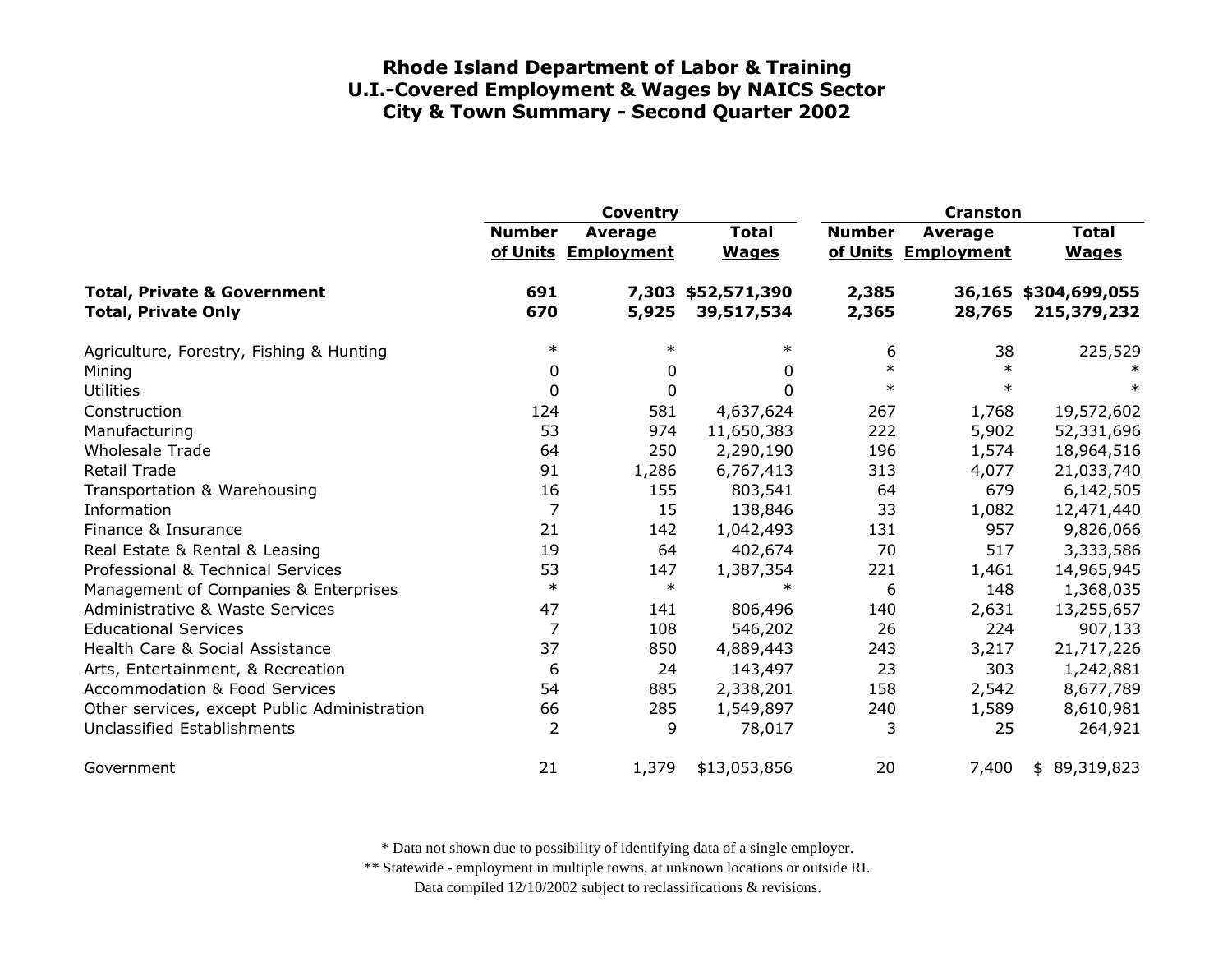# Rhode Island Department of Labor & Training
## U.I.-Covered Employment & Wages by NAICS Sector
## City & Town Summary - Second Quarter 2002

| | Coventry | | | Cranston | | |
|---|---|---|---|---|---|---|
| | Number of Units | Average Employment | Total Wages | Number of Units | Average Employment | Total Wages |
| **Total, Private & Government** | **691** | **7,303** | **$52,571,390** | **2,385** | **36,165** | **$304,699,055** |
| **Total, Private Only** | **670** | **5,925** | **39,517,534** | **2,365** | **28,765** | **215,379,232** |
| Agriculture, Forestry, Fishing & Hunting | * | * | * | 6 | 38 | 225,529 |
| Mining | 0 | 0 | 0 | * | * | * |
| Utilities | 0 | 0 | 0 | * | * | * |
| Construction | 124 | 581 | 4,637,624 | 267 | 1,768 | 19,572,602 |
| Manufacturing | 53 | 974 | 11,650,383 | 222 | 5,902 | 52,331,696 |
| Wholesale Trade | 64 | 250 | 2,290,190 | 196 | 1,574 | 18,964,516 |
| Retail Trade | 91 | 1,286 | 6,767,413 | 313 | 4,077 | 21,033,740 |
| Transportation & Warehousing | 16 | 155 | 803,541 | 64 | 679 | 6,142,505 |
| Information | 7 | 15 | 138,846 | 33 | 1,082 | 12,471,440 |
| Finance & Insurance | 21 | 142 | 1,042,493 | 131 | 957 | 9,826,066 |
| Real Estate & Rental & Leasing | 19 | 64 | 402,674 | 70 | 517 | 3,333,586 |
| Professional & Technical Services | 53 | 147 | 1,387,354 | 221 | 1,461 | 14,965,945 |
| Management of Companies & Enterprises | * | * | * | 6 | 148 | 1,368,035 |
| Administrative & Waste Services | 47 | 141 | 806,496 | 140 | 2,631 | 13,255,657 |
| Educational Services | 7 | 108 | 546,202 | 26 | 224 | 907,133 |
| Health Care & Social Assistance | 37 | 850 | 4,889,443 | 243 | 3,217 | 21,717,226 |
| Arts, Entertainment, & Recreation | 6 | 24 | 143,497 | 23 | 303 | 1,242,881 |
| Accommodation & Food Services | 54 | 885 | 2,338,201 | 158 | 2,542 | 8,677,789 |
| Other services, except Public Administration | 66 | 285 | 1,549,897 | 240 | 1,589 | 8,610,981 |
| Unclassified Establishments | 2 | 9 | 78,017 | 3 | 25 | 264,921 |
| Government | 21 | 1,379 | $13,053,856 | 20 | 7,400 | $ 89,319,823 |

* Data not shown due to possibility of identifying data of a single employer.

** Statewide - employment in multiple towns, at unknown locations or outside RI.

Data compiled 12/10/2002 subject to reclassifications & revisions.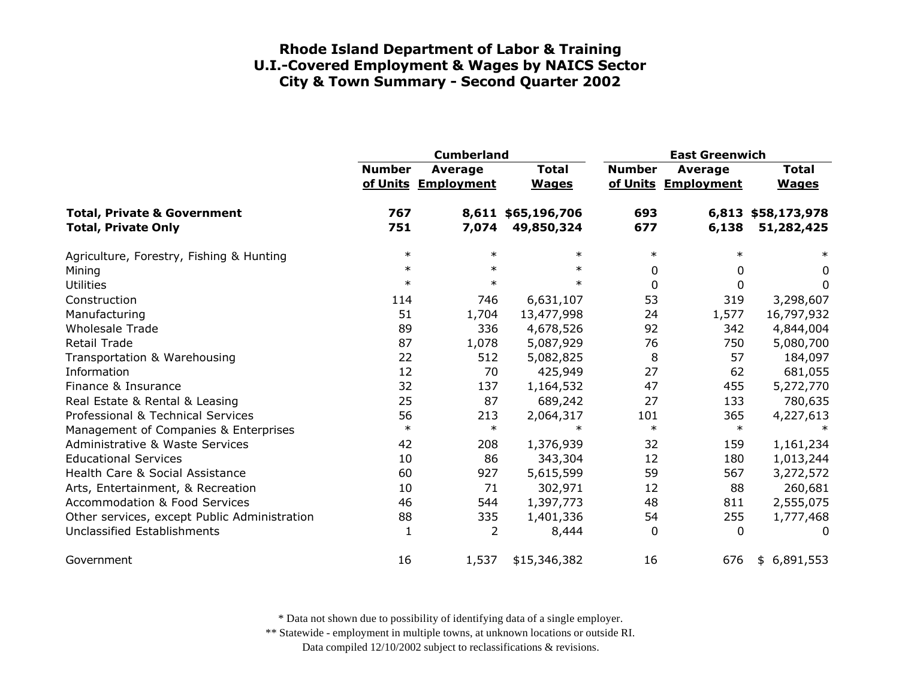# Rhode Island Department of Labor & Training
## U.I.-Covered Employment & Wages by NAICS Sector
## City & Town Summary - Second Quarter 2002

| | Cumberland | | | East Greenwich | | |
|---|---|---|---|---|---|---|
| | Number of Units | Average Employment | Total Wages | Number of Units | Average Employment | Total Wages |
| **Total, Private & Government** | **767** | **8,611** | **$65,196,706** | **693** | **6,813** | **$58,173,978** |
| **Total, Private Only** | **751** | **7,074** | **49,850,324** | **677** | **6,138** | **51,282,425** |
| Agriculture, Forestry, Fishing & Hunting | * | * | * | * | * | * |
| Mining | * | * | * | 0 | 0 | 0 |
| Utilities | * | * | * | 0 | 0 | 0 |
| Construction | 114 | 746 | 6,631,107 | 53 | 319 | 3,298,607 |
| Manufacturing | 51 | 1,704 | 13,477,998 | 24 | 1,577 | 16,797,932 |
| Wholesale Trade | 89 | 336 | 4,678,526 | 92 | 342 | 4,844,004 |
| Retail Trade | 87 | 1,078 | 5,087,929 | 76 | 750 | 5,080,700 |
| Transportation & Warehousing | 22 | 512 | 5,082,825 | 8 | 57 | 184,097 |
| Information | 12 | 70 | 425,949 | 27 | 62 | 681,055 |
| Finance & Insurance | 32 | 137 | 1,164,532 | 47 | 455 | 5,272,770 |
| Real Estate & Rental & Leasing | 25 | 87 | 689,242 | 27 | 133 | 780,635 |
| Professional & Technical Services | 56 | 213 | 2,064,317 | 101 | 365 | 4,227,613 |
| Management of Companies & Enterprises | * | * | * | * | * | * |
| Administrative & Waste Services | 42 | 208 | 1,376,939 | 32 | 159 | 1,161,234 |
| Educational Services | 10 | 86 | 343,304 | 12 | 180 | 1,013,244 |
| Health Care & Social Assistance | 60 | 927 | 5,615,599 | 59 | 567 | 3,272,572 |
| Arts, Entertainment, & Recreation | 10 | 71 | 302,971 | 12 | 88 | 260,681 |
| Accommodation & Food Services | 46 | 544 | 1,397,773 | 48 | 811 | 2,555,075 |
| Other services, except Public Administration | 88 | 335 | 1,401,336 | 54 | 255 | 1,777,468 |
| Unclassified Establishments | 1 | 2 | 8,444 | 0 | 0 | 0 |
| Government | 16 | 1,537 | $15,346,382 | 16 | 676 | $ 6,891,553 |

\* Data not shown due to possibility of identifying data of a single employer.

\*\* Statewide - employment in multiple towns, at unknown locations or outside RI.

Data compiled 12/10/2002 subject to reclassifications & revisions.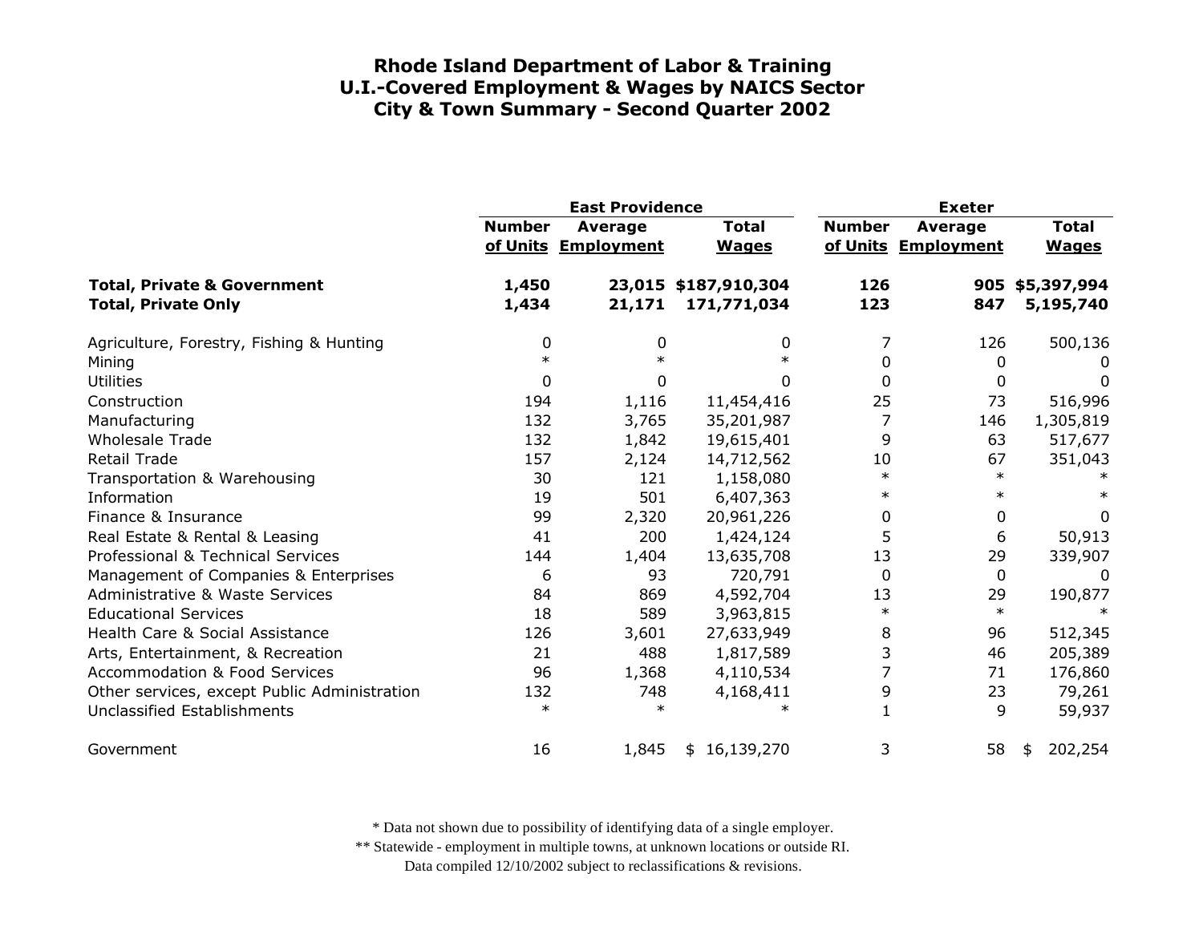# Rhode Island Department of Labor & Training
## U.I.-Covered Employment & Wages by NAICS Sector
## City & Town Summary - Second Quarter 2002

| | East Providence | | | Exeter | | |
|---|---|---|---|---|---|---|
| | Number of Units | Average Employment | Total Wages | Number of Units | Average Employment | Total Wages |
| **Total, Private & Government** | **1,450** | **23,015** | **$187,910,304** | **126** | **905** | **$5,397,994** |
| **Total, Private Only** | **1,434** | **21,171** | **171,771,034** | **123** | **847** | **5,195,740** |
| Agriculture, Forestry, Fishing & Hunting | 0 | 0 | 0 | 7 | 126 | 500,136 |
| Mining | * | * | * | 0 | 0 | 0 |
| Utilities | 0 | 0 | 0 | 0 | 0 | 0 |
| Construction | 194 | 1,116 | 11,454,416 | 25 | 73 | 516,996 |
| Manufacturing | 132 | 3,765 | 35,201,987 | 7 | 146 | 1,305,819 |
| Wholesale Trade | 132 | 1,842 | 19,615,401 | 9 | 63 | 517,677 |
| Retail Trade | 157 | 2,124 | 14,712,562 | 10 | 67 | 351,043 |
| Transportation & Warehousing | 30 | 121 | 1,158,080 | * | * | * |
| Information | 19 | 501 | 6,407,363 | * | * | * |
| Finance & Insurance | 99 | 2,320 | 20,961,226 | 0 | 0 | 0 |
| Real Estate & Rental & Leasing | 41 | 200 | 1,424,124 | 5 | 6 | 50,913 |
| Professional & Technical Services | 144 | 1,404 | 13,635,708 | 13 | 29 | 339,907 |
| Management of Companies & Enterprises | 6 | 93 | 720,791 | 0 | 0 | 0 |
| Administrative & Waste Services | 84 | 869 | 4,592,704 | 13 | 29 | 190,877 |
| Educational Services | 18 | 589 | 3,963,815 | * | * | * |
| Health Care & Social Assistance | 126 | 3,601 | 27,633,949 | 8 | 96 | 512,345 |
| Arts, Entertainment, & Recreation | 21 | 488 | 1,817,589 | 3 | 46 | 205,389 |
| Accommodation & Food Services | 96 | 1,368 | 4,110,534 | 7 | 71 | 176,860 |
| Other services, except Public Administration | 132 | 748 | 4,168,411 | 9 | 23 | 79,261 |
| Unclassified Establishments | * | * | * | 1 | 9 | 59,937 |
| Government | 16 | 1,845 | $ 16,139,270 | 3 | 58 | $ 202,254 |

* Data not shown due to possibility of identifying data of a single employer.

** Statewide - employment in multiple towns, at unknown locations or outside RI.

Data compiled 12/10/2002 subject to reclassifications & revisions.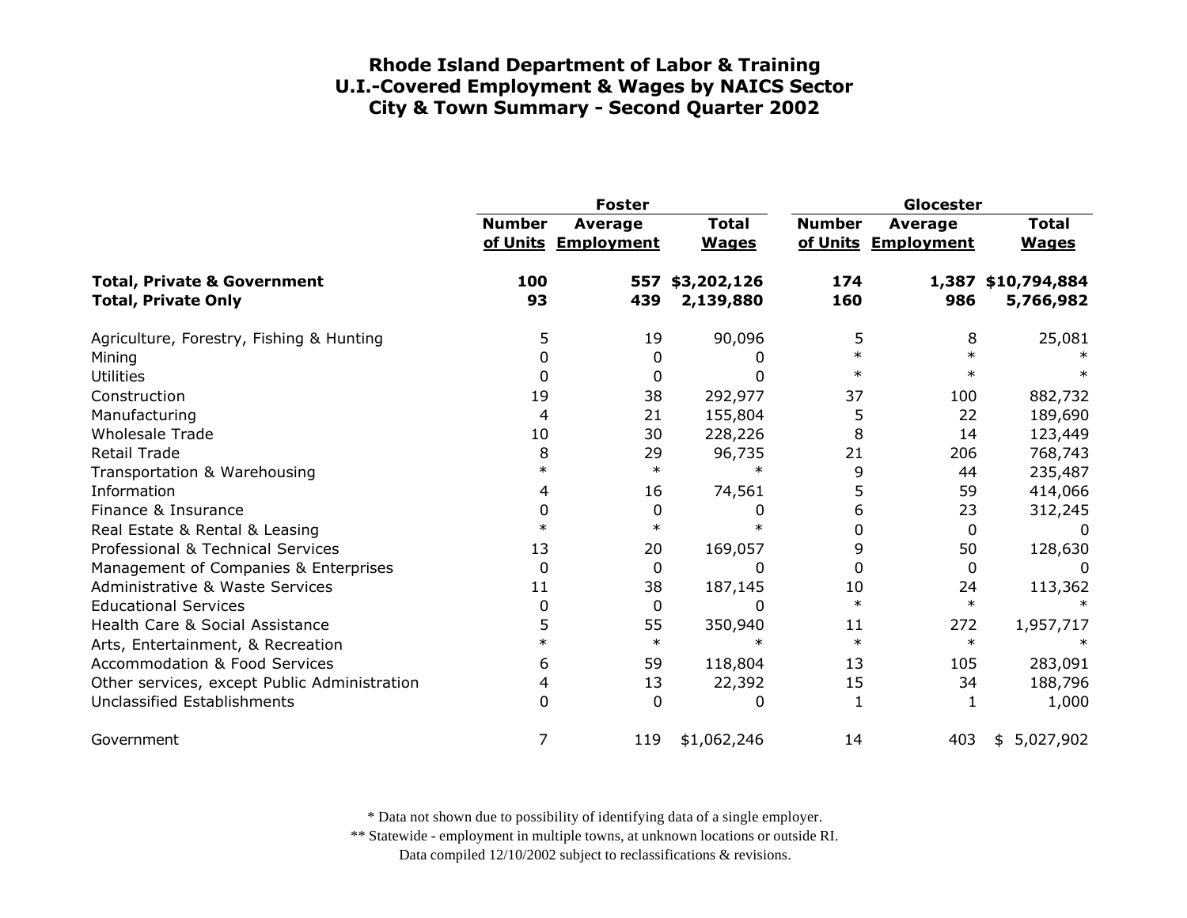# Rhode Island Department of Labor & Training
## U.I.-Covered Employment & Wages by NAICS Sector
## City & Town Summary - Second Quarter 2002

| | Foster | | | Glocester | | |
|---|---|---|---|---|---|---|
| | Number of Units | Average Employment | Total Wages | Number of Units | Average Employment | Total Wages |
| **Total, Private & Government** | **100** | **557** | **$3,202,126** | **174** | **1,387** | **$10,794,884** |
| **Total, Private Only** | **93** | **439** | **2,139,880** | **160** | **986** | **5,766,982** |
| Agriculture, Forestry, Fishing & Hunting | 5 | 19 | 90,096 | 5 | 8 | 25,081 |
| Mining | 0 | 0 | 0 | * | * | * |
| Utilities | 0 | 0 | 0 | * | * | * |
| Construction | 19 | 38 | 292,977 | 37 | 100 | 882,732 |
| Manufacturing | 4 | 21 | 155,804 | 5 | 22 | 189,690 |
| Wholesale Trade | 10 | 30 | 228,226 | 8 | 14 | 123,449 |
| Retail Trade | 8 | 29 | 96,735 | 21 | 206 | 768,743 |
| Transportation & Warehousing | * | * | * | 9 | 44 | 235,487 |
| Information | 4 | 16 | 74,561 | 5 | 59 | 414,066 |
| Finance & Insurance | 0 | 0 | 0 | 6 | 23 | 312,245 |
| Real Estate & Rental & Leasing | * | * | * | 0 | 0 | 0 |
| Professional & Technical Services | 13 | 20 | 169,057 | 9 | 50 | 128,630 |
| Management of Companies & Enterprises | 0 | 0 | 0 | 0 | 0 | 0 |
| Administrative & Waste Services | 11 | 38 | 187,145 | 10 | 24 | 113,362 |
| Educational Services | 0 | 0 | 0 | * | * | * |
| Health Care & Social Assistance | 5 | 55 | 350,940 | 11 | 272 | 1,957,717 |
| Arts, Entertainment, & Recreation | * | * | * | * | * | * |
| Accommodation & Food Services | 6 | 59 | 118,804 | 13 | 105 | 283,091 |
| Other services, except Public Administration | 4 | 13 | 22,392 | 15 | 34 | 188,796 |
| Unclassified Establishments | 0 | 0 | 0 | 1 | 1 | 1,000 |
| Government | 7 | 119 | $1,062,246 | 14 | 403 | $ 5,027,902 |

* Data not shown due to possibility of identifying data of a single employer.

** Statewide - employment in multiple towns, at unknown locations or outside RI.

Data compiled 12/10/2002 subject to reclassifications & revisions.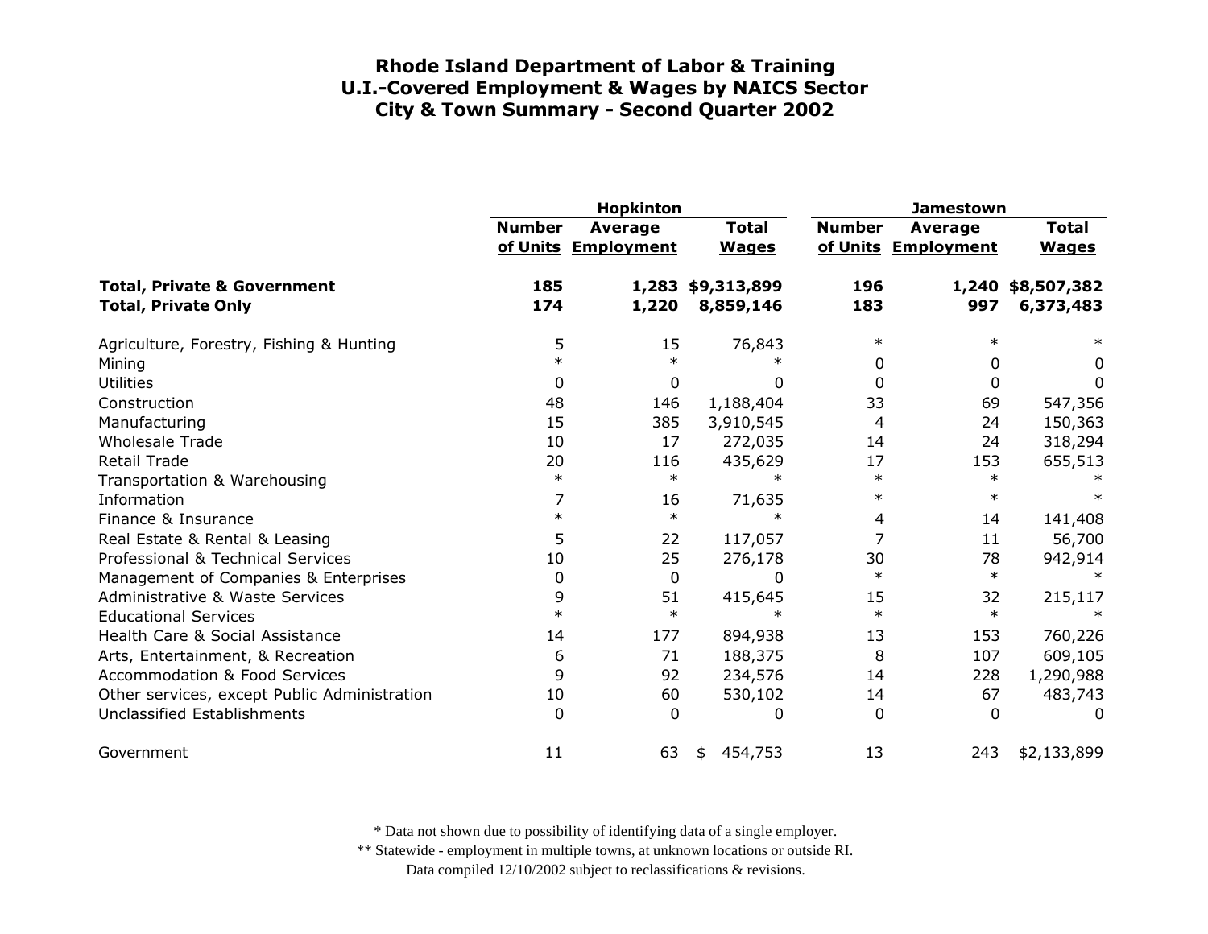# Rhode Island Department of Labor & Training
## U.I.-Covered Employment & Wages by NAICS Sector
## City & Town Summary - Second Quarter 2002

| | Hopkinton | | | Jamestown | | |
|---|---|---|---|---|---|---|
| | Number of Units | Average Employment | Total Wages | Number of Units | Average Employment | Total Wages |
| **Total, Private & Government** | **185** | **1,283** | **$9,313,899** | **196** | **1,240** | **$8,507,382** |
| **Total, Private Only** | **174** | **1,220** | **8,859,146** | **183** | **997** | **6,373,483** |
| Agriculture, Forestry, Fishing & Hunting | 5 | 15 | 76,843 | * | * | * |
| Mining | * | * | * | 0 | 0 | 0 |
| Utilities | 0 | 0 | 0 | 0 | 0 | 0 |
| Construction | 48 | 146 | 1,188,404 | 33 | 69 | 547,356 |
| Manufacturing | 15 | 385 | 3,910,545 | 4 | 24 | 150,363 |
| Wholesale Trade | 10 | 17 | 272,035 | 14 | 24 | 318,294 |
| Retail Trade | 20 | 116 | 435,629 | 17 | 153 | 655,513 |
| Transportation & Warehousing | * | * | * | * | * | * |
| Information | 7 | 16 | 71,635 | * | * | * |
| Finance & Insurance | * | * | * | 4 | 14 | 141,408 |
| Real Estate & Rental & Leasing | 5 | 22 | 117,057 | 7 | 11 | 56,700 |
| Professional & Technical Services | 10 | 25 | 276,178 | 30 | 78 | 942,914 |
| Management of Companies & Enterprises | 0 | 0 | 0 | * | * | * |
| Administrative & Waste Services | 9 | 51 | 415,645 | 15 | 32 | 215,117 |
| Educational Services | * | * | * | * | * | * |
| Health Care & Social Assistance | 14 | 177 | 894,938 | 13 | 153 | 760,226 |
| Arts, Entertainment, & Recreation | 6 | 71 | 188,375 | 8 | 107 | 609,105 |
| Accommodation & Food Services | 9 | 92 | 234,576 | 14 | 228 | 1,290,988 |
| Other services, except Public Administration | 10 | 60 | 530,102 | 14 | 67 | 483,743 |
| Unclassified Establishments | 0 | 0 | 0 | 0 | 0 | 0 |
| Government | 11 | 63 | $ 454,753 | 13 | 243 | $2,133,899 |

\* Data not shown due to possibility of identifying data of a single employer.

\*\* Statewide - employment in multiple towns, at unknown locations or outside RI.

Data compiled 12/10/2002 subject to reclassifications & revisions.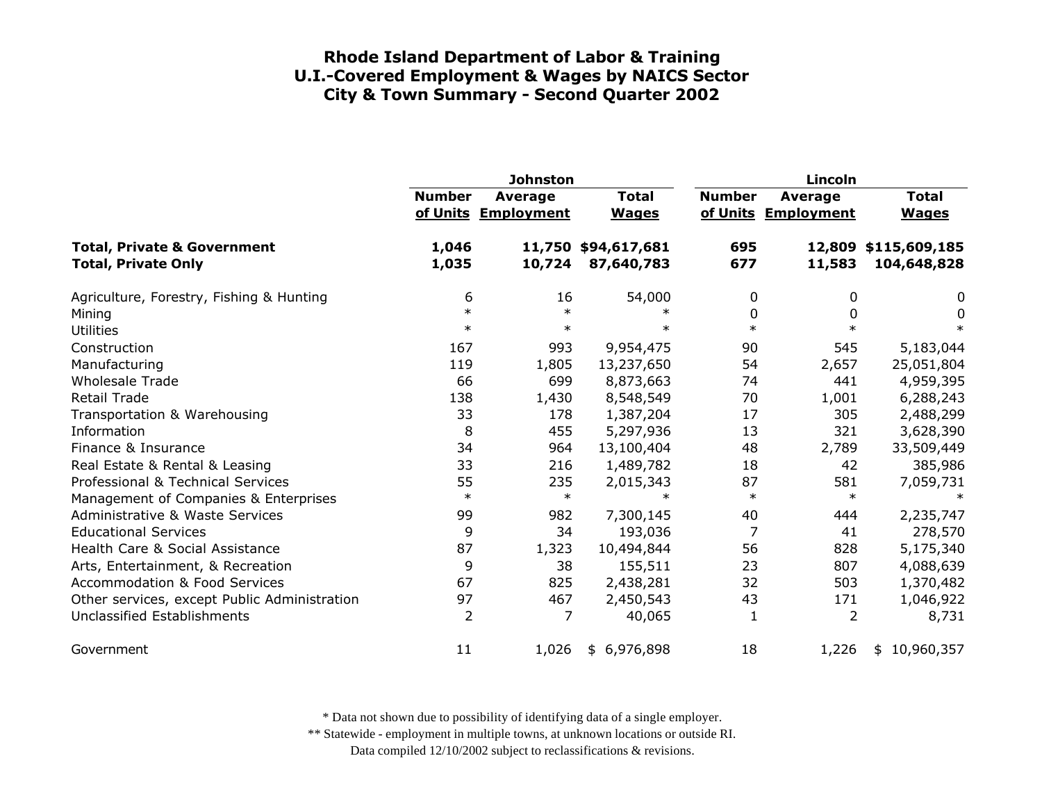# Rhode Island Department of Labor & Training
## U.I.-Covered Employment & Wages by NAICS Sector
## City & Town Summary - Second Quarter 2002

| | Johnston | | | Lincoln | | |
|---|---|---|---|---|---|---|
| | Number of Units | Average Employment | Total Wages | Number of Units | Average Employment | Total Wages |
| **Total, Private & Government** | **1,046** | **11,750** | **$94,617,681** | **695** | **12,809** | **$115,609,185** |
| **Total, Private Only** | **1,035** | **10,724** | **87,640,783** | **677** | **11,583** | **104,648,828** |
| Agriculture, Forestry, Fishing & Hunting | 6 | 16 | 54,000 | 0 | 0 | 0 |
| Mining | * | * | * | 0 | 0 | 0 |
| Utilities | * | * | * | * | * | * |
| Construction | 167 | 993 | 9,954,475 | 90 | 545 | 5,183,044 |
| Manufacturing | 119 | 1,805 | 13,237,650 | 54 | 2,657 | 25,051,804 |
| Wholesale Trade | 66 | 699 | 8,873,663 | 74 | 441 | 4,959,395 |
| Retail Trade | 138 | 1,430 | 8,548,549 | 70 | 1,001 | 6,288,243 |
| Transportation & Warehousing | 33 | 178 | 1,387,204 | 17 | 305 | 2,488,299 |
| Information | 8 | 455 | 5,297,936 | 13 | 321 | 3,628,390 |
| Finance & Insurance | 34 | 964 | 13,100,404 | 48 | 2,789 | 33,509,449 |
| Real Estate & Rental & Leasing | 33 | 216 | 1,489,782 | 18 | 42 | 385,986 |
| Professional & Technical Services | 55 | 235 | 2,015,343 | 87 | 581 | 7,059,731 |
| Management of Companies & Enterprises | * | * | * | * | * | * |
| Administrative & Waste Services | 99 | 982 | 7,300,145 | 40 | 444 | 2,235,747 |
| Educational Services | 9 | 34 | 193,036 | 7 | 41 | 278,570 |
| Health Care & Social Assistance | 87 | 1,323 | 10,494,844 | 56 | 828 | 5,175,340 |
| Arts, Entertainment, & Recreation | 9 | 38 | 155,511 | 23 | 807 | 4,088,639 |
| Accommodation & Food Services | 67 | 825 | 2,438,281 | 32 | 503 | 1,370,482 |
| Other services, except Public Administration | 97 | 467 | 2,450,543 | 43 | 171 | 1,046,922 |
| Unclassified Establishments | 2 | 7 | 40,065 | 1 | 2 | 8,731 |
| Government | 11 | 1,026 | $ 6,976,898 | 18 | 1,226 | $ 10,960,357 |

\* Data not shown due to possibility of identifying data of a single employer.

\*\* Statewide - employment in multiple towns, at unknown locations or outside RI.

Data compiled 12/10/2002 subject to reclassifications & revisions.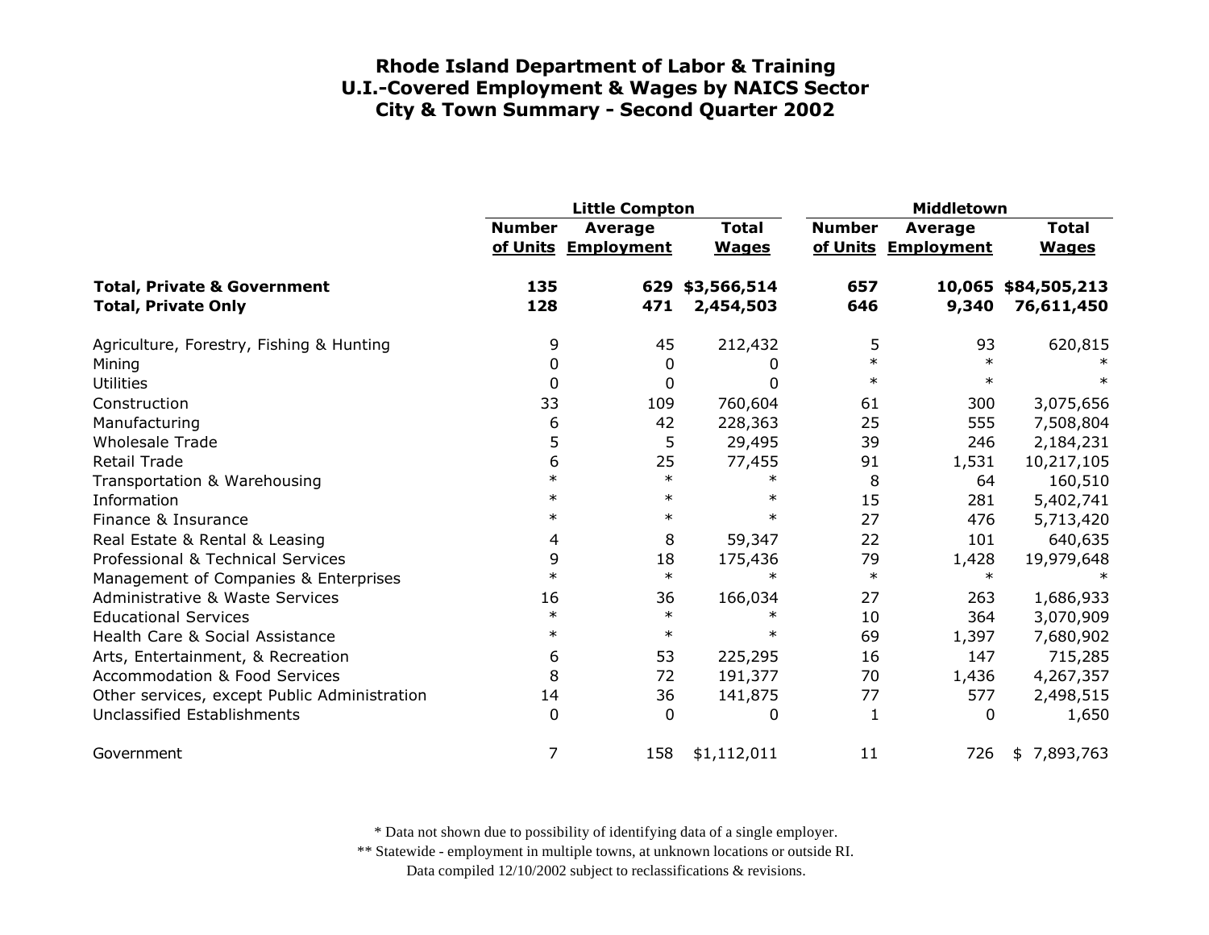# Rhode Island Department of Labor & Training
## U.I.-Covered Employment & Wages by NAICS Sector
## City & Town Summary - Second Quarter 2002

| | Little Compton | | | Middletown | | |
|---|---|---|---|---|---|---|
| | Number of Units | Average Employment | Total Wages | Number of Units | Average Employment | Total Wages |
| **Total, Private & Government** | **135** | **629** | **$3,566,514** | **657** | **10,065** | **$84,505,213** |
| **Total, Private Only** | **128** | **471** | **2,454,503** | **646** | **9,340** | **76,611,450** |
| Agriculture, Forestry, Fishing & Hunting | 9 | 45 | 212,432 | 5 | 93 | 620,815 |
| Mining | 0 | 0 | 0 | * | * | * |
| Utilities | 0 | 0 | 0 | * | * | * |
| Construction | 33 | 109 | 760,604 | 61 | 300 | 3,075,656 |
| Manufacturing | 6 | 42 | 228,363 | 25 | 555 | 7,508,804 |
| Wholesale Trade | 5 | 5 | 29,495 | 39 | 246 | 2,184,231 |
| Retail Trade | 6 | 25 | 77,455 | 91 | 1,531 | 10,217,105 |
| Transportation & Warehousing | * | * | * | 8 | 64 | 160,510 |
| Information | * | * | * | 15 | 281 | 5,402,741 |
| Finance & Insurance | * | * | * | 27 | 476 | 5,713,420 |
| Real Estate & Rental & Leasing | 4 | 8 | 59,347 | 22 | 101 | 640,635 |
| Professional & Technical Services | 9 | 18 | 175,436 | 79 | 1,428 | 19,979,648 |
| Management of Companies & Enterprises | * | * | * | * | * | * |
| Administrative & Waste Services | 16 | 36 | 166,034 | 27 | 263 | 1,686,933 |
| Educational Services | * | * | * | 10 | 364 | 3,070,909 |
| Health Care & Social Assistance | * | * | * | 69 | 1,397 | 7,680,902 |
| Arts, Entertainment, & Recreation | 6 | 53 | 225,295 | 16 | 147 | 715,285 |
| Accommodation & Food Services | 8 | 72 | 191,377 | 70 | 1,436 | 4,267,357 |
| Other services, except Public Administration | 14 | 36 | 141,875 | 77 | 577 | 2,498,515 |
| Unclassified Establishments | 0 | 0 | 0 | 1 | 0 | 1,650 |
| Government | 7 | 158 | $1,112,011 | 11 | 726 | $ 7,893,763 |

\* Data not shown due to possibility of identifying data of a single employer.

\*\* Statewide - employment in multiple towns, at unknown locations or outside RI.

Data compiled 12/10/2002 subject to reclassifications & revisions.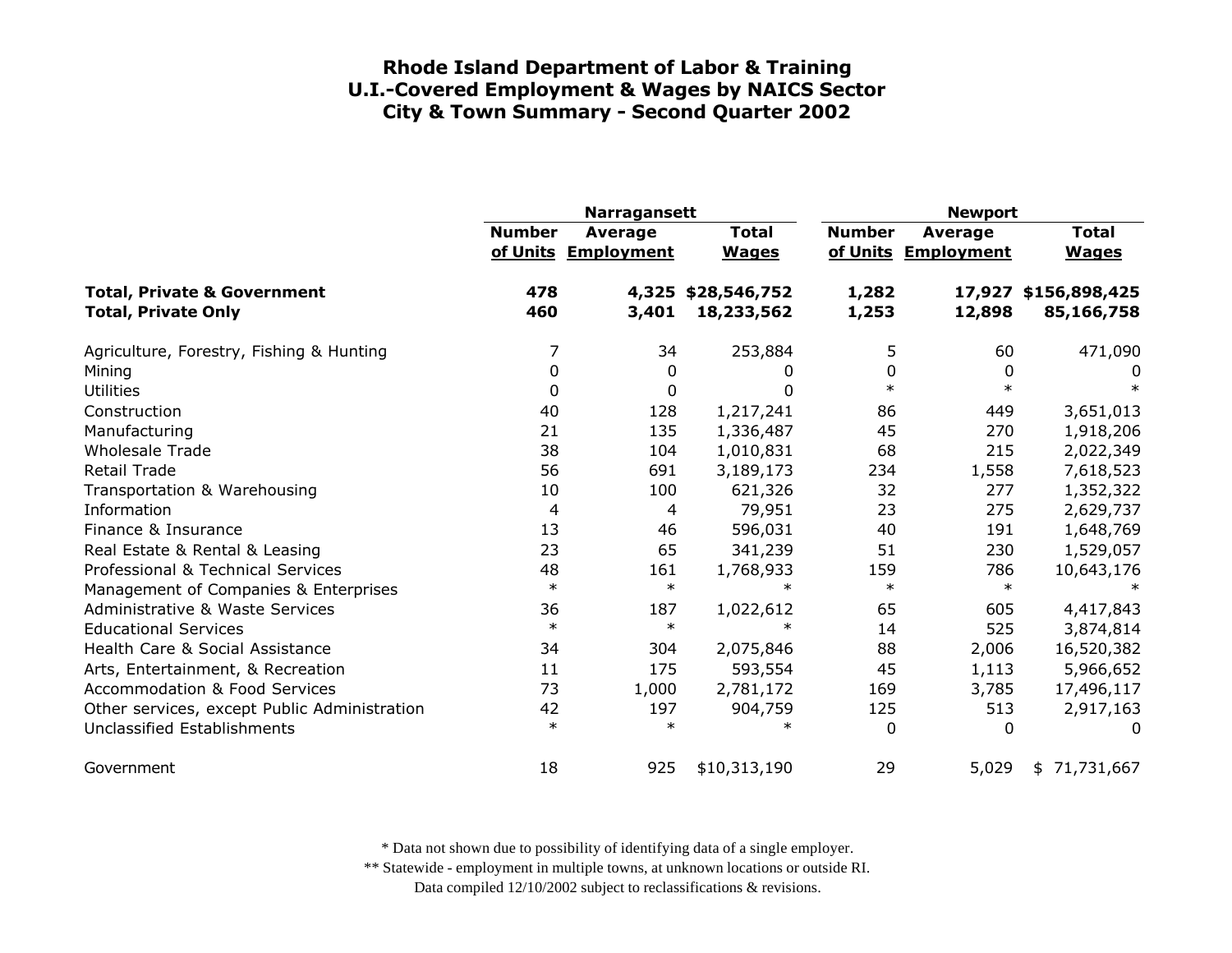# Rhode Island Department of Labor & Training
## U.I.-Covered Employment & Wages by NAICS Sector
## City & Town Summary - Second Quarter 2002

| | Narragansett | | | Newport | | |
|---|---|---|---|---|---|---|
| | Number of Units | Average Employment | Total Wages | Number of Units | Average Employment | Total Wages |
| **Total, Private & Government** | **478** | **4,325** | **$28,546,752** | **1,282** | **17,927** | **$156,898,425** |
| **Total, Private Only** | **460** | **3,401** | **18,233,562** | **1,253** | **12,898** | **85,166,758** |
| Agriculture, Forestry, Fishing & Hunting | 7 | 34 | 253,884 | 5 | 60 | 471,090 |
| Mining | 0 | 0 | 0 | 0 | 0 | 0 |
| Utilities | 0 | 0 | 0 | * | * | * |
| Construction | 40 | 128 | 1,217,241 | 86 | 449 | 3,651,013 |
| Manufacturing | 21 | 135 | 1,336,487 | 45 | 270 | 1,918,206 |
| Wholesale Trade | 38 | 104 | 1,010,831 | 68 | 215 | 2,022,349 |
| Retail Trade | 56 | 691 | 3,189,173 | 234 | 1,558 | 7,618,523 |
| Transportation & Warehousing | 10 | 100 | 621,326 | 32 | 277 | 1,352,322 |
| Information | 4 | 4 | 79,951 | 23 | 275 | 2,629,737 |
| Finance & Insurance | 13 | 46 | 596,031 | 40 | 191 | 1,648,769 |
| Real Estate & Rental & Leasing | 23 | 65 | 341,239 | 51 | 230 | 1,529,057 |
| Professional & Technical Services | 48 | 161 | 1,768,933 | 159 | 786 | 10,643,176 |
| Management of Companies & Enterprises | * | * | * | * | * | * |
| Administrative & Waste Services | 36 | 187 | 1,022,612 | 65 | 605 | 4,417,843 |
| Educational Services | * | * | * | 14 | 525 | 3,874,814 |
| Health Care & Social Assistance | 34 | 304 | 2,075,846 | 88 | 2,006 | 16,520,382 |
| Arts, Entertainment, & Recreation | 11 | 175 | 593,554 | 45 | 1,113 | 5,966,652 |
| Accommodation & Food Services | 73 | 1,000 | 2,781,172 | 169 | 3,785 | 17,496,117 |
| Other services, except Public Administration | 42 | 197 | 904,759 | 125 | 513 | 2,917,163 |
| Unclassified Establishments | * | * | * | 0 | 0 | 0 |
| Government | 18 | 925 | $10,313,190 | 29 | 5,029 | $ 71,731,667 |

\* Data not shown due to possibility of identifying data of a single employer.

\*\* Statewide - employment in multiple towns, at unknown locations or outside RI.

Data compiled 12/10/2002 subject to reclassifications & revisions.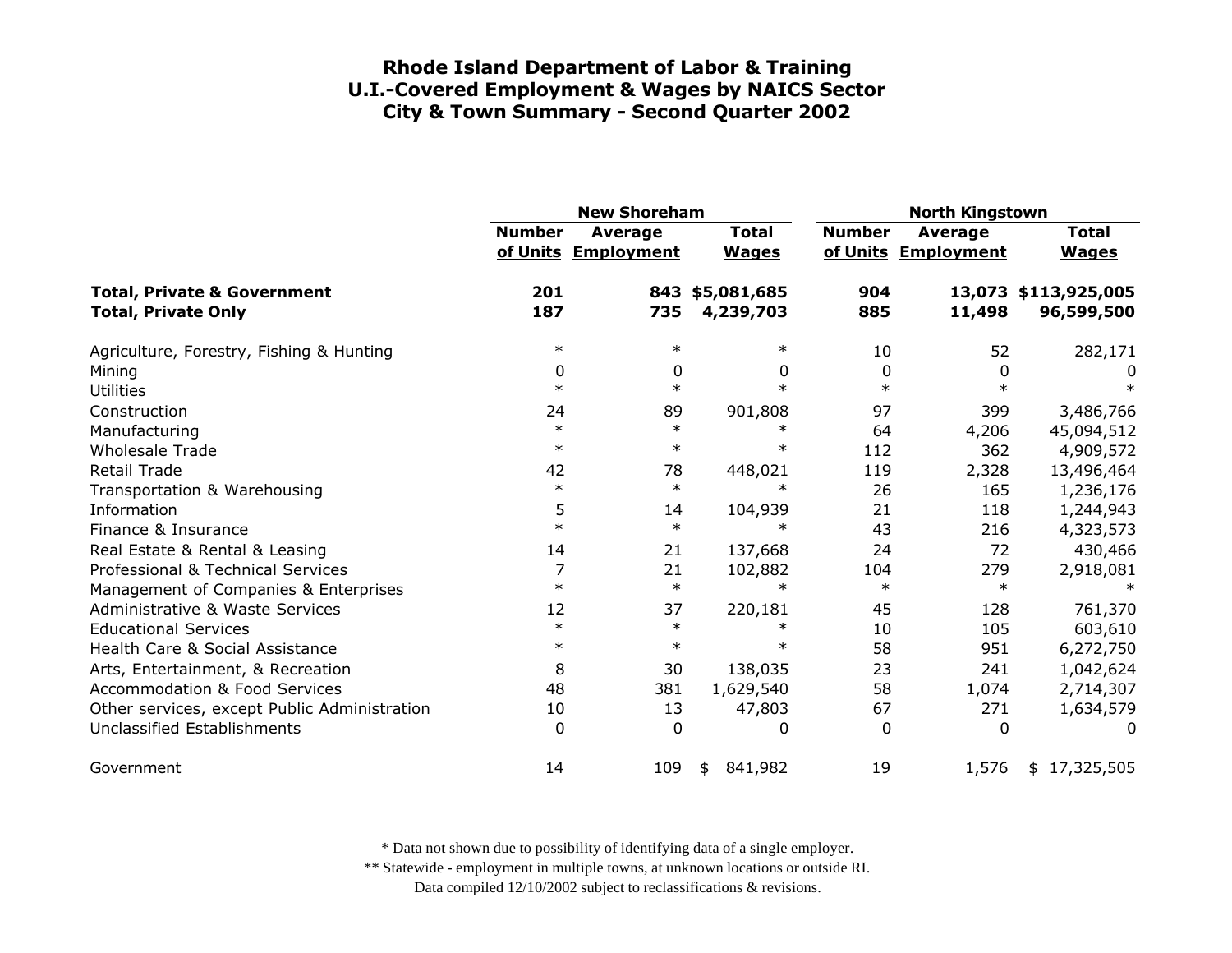# Rhode Island Department of Labor & Training
## U.I.-Covered Employment & Wages by NAICS Sector
## City & Town Summary - Second Quarter 2002

| | New Shoreham | | | North Kingstown | | |
|---|---|---|---|---|---|---|
| | Number of Units | Average Employment | Total Wages | Number of Units | Average Employment | Total Wages |
| **Total, Private & Government** | **201** | **843** | **$5,081,685** | **904** | **13,073** | **$113,925,005** |
| **Total, Private Only** | **187** | **735** | **4,239,703** | **885** | **11,498** | **96,599,500** |
| Agriculture, Forestry, Fishing & Hunting | * | * | * | 10 | 52 | 282,171 |
| Mining | 0 | 0 | 0 | 0 | 0 | 0 |
| Utilities | * | * | * | * | * | * |
| Construction | 24 | 89 | 901,808 | 97 | 399 | 3,486,766 |
| Manufacturing | * | * | * | 64 | 4,206 | 45,094,512 |
| Wholesale Trade | * | * | * | 112 | 362 | 4,909,572 |
| Retail Trade | 42 | 78 | 448,021 | 119 | 2,328 | 13,496,464 |
| Transportation & Warehousing | * | * | * | 26 | 165 | 1,236,176 |
| Information | 5 | 14 | 104,939 | 21 | 118 | 1,244,943 |
| Finance & Insurance | * | * | * | 43 | 216 | 4,323,573 |
| Real Estate & Rental & Leasing | 14 | 21 | 137,668 | 24 | 72 | 430,466 |
| Professional & Technical Services | 7 | 21 | 102,882 | 104 | 279 | 2,918,081 |
| Management of Companies & Enterprises | * | * | * | * | * | * |
| Administrative & Waste Services | 12 | 37 | 220,181 | 45 | 128 | 761,370 |
| Educational Services | * | * | * | 10 | 105 | 603,610 |
| Health Care & Social Assistance | * | * | * | 58 | 951 | 6,272,750 |
| Arts, Entertainment, & Recreation | 8 | 30 | 138,035 | 23 | 241 | 1,042,624 |
| Accommodation & Food Services | 48 | 381 | 1,629,540 | 58 | 1,074 | 2,714,307 |
| Other services, except Public Administration | 10 | 13 | 47,803 | 67 | 271 | 1,634,579 |
| Unclassified Establishments | 0 | 0 | 0 | 0 | 0 | 0 |
| Government | 14 | 109 | $ 841,982 | 19 | 1,576 | $ 17,325,505 |

\* Data not shown due to possibility of identifying data of a single employer.

** Statewide - employment in multiple towns, at unknown locations or outside RI.

Data compiled 12/10/2002 subject to reclassifications & revisions.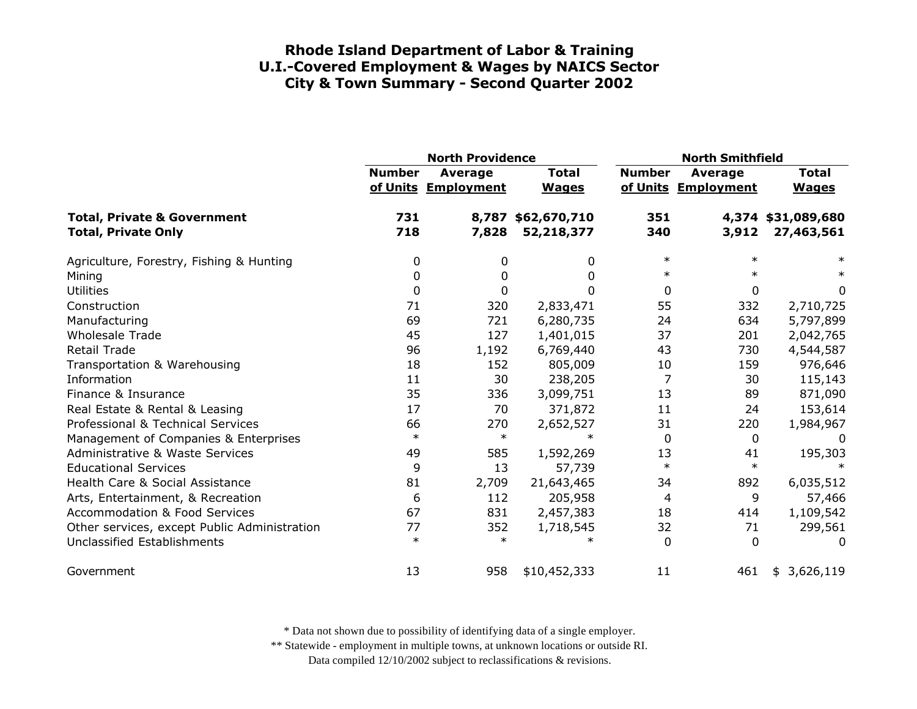# Rhode Island Department of Labor & Training
## U.I.-Covered Employment & Wages by NAICS Sector
## City & Town Summary - Second Quarter 2002

| | North Providence | | | North Smithfield | | |
|---|---|---|---|---|---|---|
| | Number of Units | Average Employment | Total Wages | Number of Units | Average Employment | Total Wages |
| **Total, Private & Government** | **731** | **8,787** | **$62,670,710** | **351** | **4,374** | **$31,089,680** |
| **Total, Private Only** | **718** | **7,828** | **52,218,377** | **340** | **3,912** | **27,463,561** |
| Agriculture, Forestry, Fishing & Hunting | 0 | 0 | 0 | * | * | * |
| Mining | 0 | 0 | 0 | * | * | * |
| Utilities | 0 | 0 | 0 | 0 | 0 | 0 |
| Construction | 71 | 320 | 2,833,471 | 55 | 332 | 2,710,725 |
| Manufacturing | 69 | 721 | 6,280,735 | 24 | 634 | 5,797,899 |
| Wholesale Trade | 45 | 127 | 1,401,015 | 37 | 201 | 2,042,765 |
| Retail Trade | 96 | 1,192 | 6,769,440 | 43 | 730 | 4,544,587 |
| Transportation & Warehousing | 18 | 152 | 805,009 | 10 | 159 | 976,646 |
| Information | 11 | 30 | 238,205 | 7 | 30 | 115,143 |
| Finance & Insurance | 35 | 336 | 3,099,751 | 13 | 89 | 871,090 |
| Real Estate & Rental & Leasing | 17 | 70 | 371,872 | 11 | 24 | 153,614 |
| Professional & Technical Services | 66 | 270 | 2,652,527 | 31 | 220 | 1,984,967 |
| Management of Companies & Enterprises | * | * | * | 0 | 0 | 0 |
| Administrative & Waste Services | 49 | 585 | 1,592,269 | 13 | 41 | 195,303 |
| Educational Services | 9 | 13 | 57,739 | * | * | * |
| Health Care & Social Assistance | 81 | 2,709 | 21,643,465 | 34 | 892 | 6,035,512 |
| Arts, Entertainment, & Recreation | 6 | 112 | 205,958 | 4 | 9 | 57,466 |
| Accommodation & Food Services | 67 | 831 | 2,457,383 | 18 | 414 | 1,109,542 |
| Other services, except Public Administration | 77 | 352 | 1,718,545 | 32 | 71 | 299,561 |
| Unclassified Establishments | * | * | * | 0 | 0 | 0 |
| Government | 13 | 958 | $10,452,333 | 11 | 461 | $ 3,626,119 |

* Data not shown due to possibility of identifying data of a single employer.

** Statewide - employment in multiple towns, at unknown locations or outside RI.

Data compiled 12/10/2002 subject to reclassifications & revisions.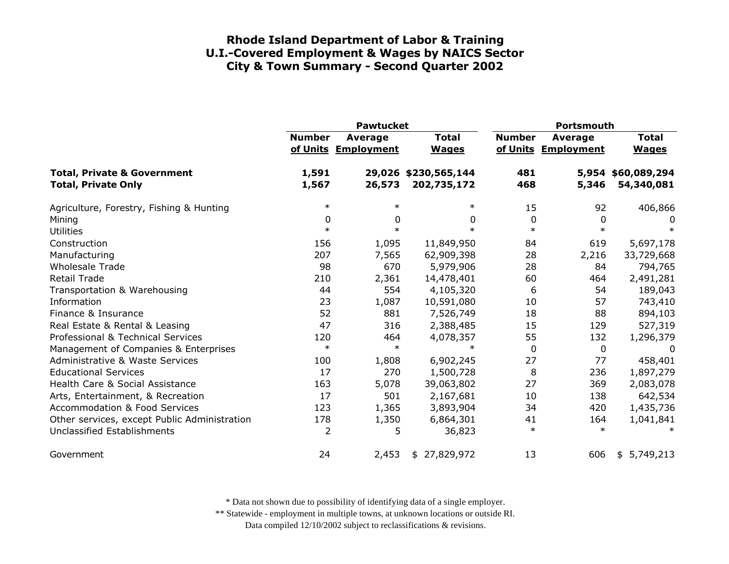# Rhode Island Department of Labor & Training
## U.I.-Covered Employment & Wages by NAICS Sector
## City & Town Summary - Second Quarter 2002

| | Pawtucket | | | Portsmouth | | |
|---|---|---|---|---|---|---|
| | Number of Units | Average Employment | Total Wages | Number of Units | Average Employment | Total Wages |
| **Total, Private & Government** | **1,591** | **29,026** | **$230,565,144** | **481** | **5,954** | **$60,089,294** |
| **Total, Private Only** | **1,567** | **26,573** | **202,735,172** | **468** | **5,346** | **54,340,081** |
| Agriculture, Forestry, Fishing & Hunting | * | * | * | 15 | 92 | 406,866 |
| Mining | 0 | 0 | 0 | 0 | 0 | 0 |
| Utilities | * | * | * | * | * | * |
| Construction | 156 | 1,095 | 11,849,950 | 84 | 619 | 5,697,178 |
| Manufacturing | 207 | 7,565 | 62,909,398 | 28 | 2,216 | 33,729,668 |
| Wholesale Trade | 98 | 670 | 5,979,906 | 28 | 84 | 794,765 |
| Retail Trade | 210 | 2,361 | 14,478,401 | 60 | 464 | 2,491,281 |
| Transportation & Warehousing | 44 | 554 | 4,105,320 | 6 | 54 | 189,043 |
| Information | 23 | 1,087 | 10,591,080 | 10 | 57 | 743,410 |
| Finance & Insurance | 52 | 881 | 7,526,749 | 18 | 88 | 894,103 |
| Real Estate & Rental & Leasing | 47 | 316 | 2,388,485 | 15 | 129 | 527,319 |
| Professional & Technical Services | 120 | 464 | 4,078,357 | 55 | 132 | 1,296,379 |
| Management of Companies & Enterprises | * | * | * | 0 | 0 | 0 |
| Administrative & Waste Services | 100 | 1,808 | 6,902,245 | 27 | 77 | 458,401 |
| Educational Services | 17 | 270 | 1,500,728 | 8 | 236 | 1,897,279 |
| Health Care & Social Assistance | 163 | 5,078 | 39,063,802 | 27 | 369 | 2,083,078 |
| Arts, Entertainment, & Recreation | 17 | 501 | 2,167,681 | 10 | 138 | 642,534 |
| Accommodation & Food Services | 123 | 1,365 | 3,893,904 | 34 | 420 | 1,435,736 |
| Other services, except Public Administration | 178 | 1,350 | 6,864,301 | 41 | 164 | 1,041,841 |
| Unclassified Establishments | 2 | 5 | 36,823 | * | * | * |
| Government | 24 | 2,453 | $ 27,829,972 | 13 | 606 | $ 5,749,213 |

\* Data not shown due to possibility of identifying data of a single employer.

\*\* Statewide - employment in multiple towns, at unknown locations or outside RI.

Data compiled 12/10/2002 subject to reclassifications & revisions.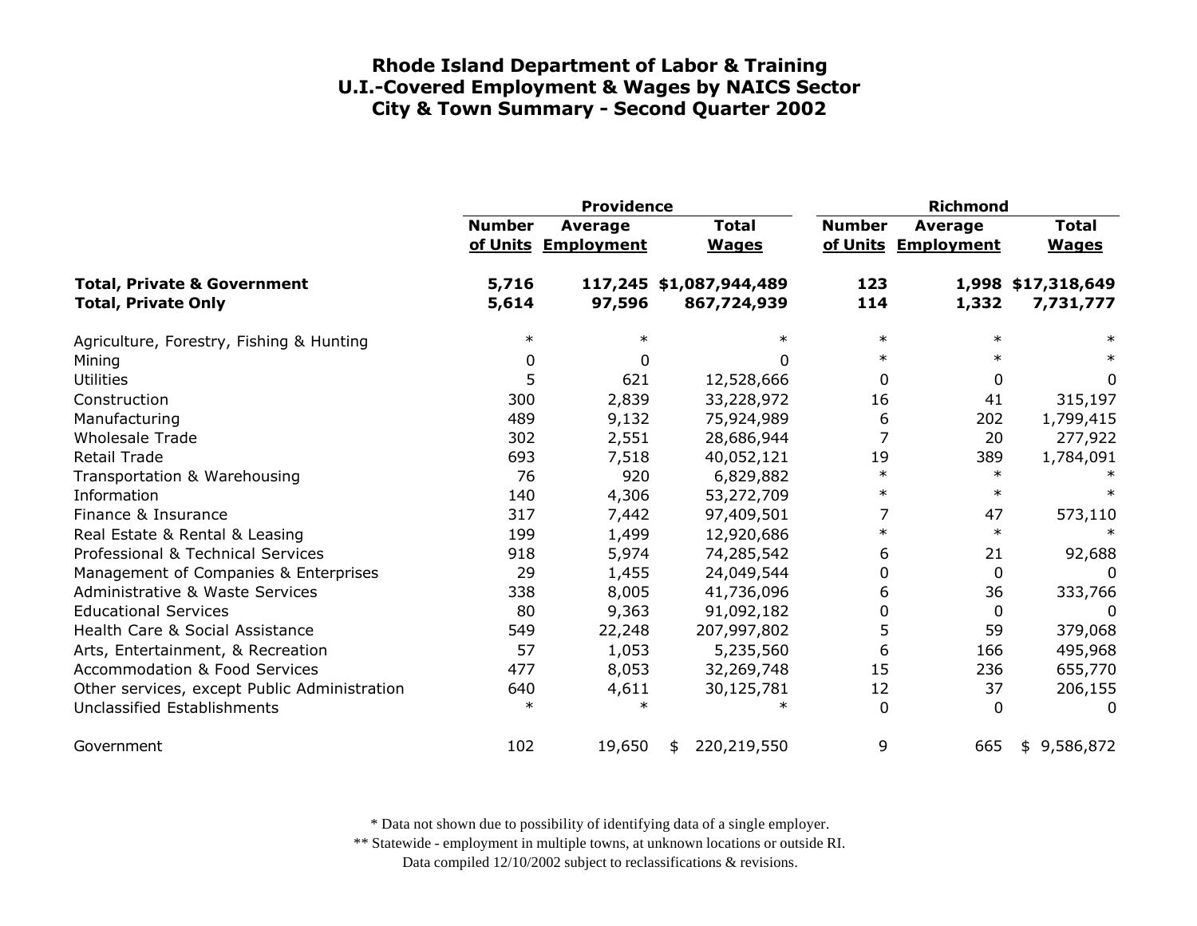# Rhode Island Department of Labor & Training
## U.I.-Covered Employment & Wages by NAICS Sector
## City & Town Summary - Second Quarter 2002

| | Providence | | | Richmond | | |
|---|---|---|---|---|---|---|
| | Number of Units | Average Employment | Total Wages | Number of Units | Average Employment | Total Wages |
| **Total, Private & Government** | **5,716** | **117,245** | **$1,087,944,489** | **123** | **1,998** | **$17,318,649** |
| **Total, Private Only** | **5,614** | **97,596** | **867,724,939** | **114** | **1,332** | **7,731,777** |
| Agriculture, Forestry, Fishing & Hunting | * | * | * | * | * | * |
| Mining | 0 | 0 | 0 | * | * | * |
| Utilities | 5 | 621 | 12,528,666 | 0 | 0 | 0 |
| Construction | 300 | 2,839 | 33,228,972 | 16 | 41 | 315,197 |
| Manufacturing | 489 | 9,132 | 75,924,989 | 6 | 202 | 1,799,415 |
| Wholesale Trade | 302 | 2,551 | 28,686,944 | 7 | 20 | 277,922 |
| Retail Trade | 693 | 7,518 | 40,052,121 | 19 | 389 | 1,784,091 |
| Transportation & Warehousing | 76 | 920 | 6,829,882 | * | * | * |
| Information | 140 | 4,306 | 53,272,709 | * | * | * |
| Finance & Insurance | 317 | 7,442 | 97,409,501 | 7 | 47 | 573,110 |
| Real Estate & Rental & Leasing | 199 | 1,499 | 12,920,686 | * | * | * |
| Professional & Technical Services | 918 | 5,974 | 74,285,542 | 6 | 21 | 92,688 |
| Management of Companies & Enterprises | 29 | 1,455 | 24,049,544 | 0 | 0 | 0 |
| Administrative & Waste Services | 338 | 8,005 | 41,736,096 | 6 | 36 | 333,766 |
| Educational Services | 80 | 9,363 | 91,092,182 | 0 | 0 | 0 |
| Health Care & Social Assistance | 549 | 22,248 | 207,997,802 | 5 | 59 | 379,068 |
| Arts, Entertainment, & Recreation | 57 | 1,053 | 5,235,560 | 6 | 166 | 495,968 |
| Accommodation & Food Services | 477 | 8,053 | 32,269,748 | 15 | 236 | 655,770 |
| Other services, except Public Administration | 640 | 4,611 | 30,125,781 | 12 | 37 | 206,155 |
| Unclassified Establishments | * | * | * | 0 | 0 | 0 |
| Government | 102 | 19,650 | $ 220,219,550 | 9 | 665 | $ 9,586,872 |

\* Data not shown due to possibility of identifying data of a single employer.

\*\* Statewide - employment in multiple towns, at unknown locations or outside RI.

Data compiled 12/10/2002 subject to reclassifications & revisions.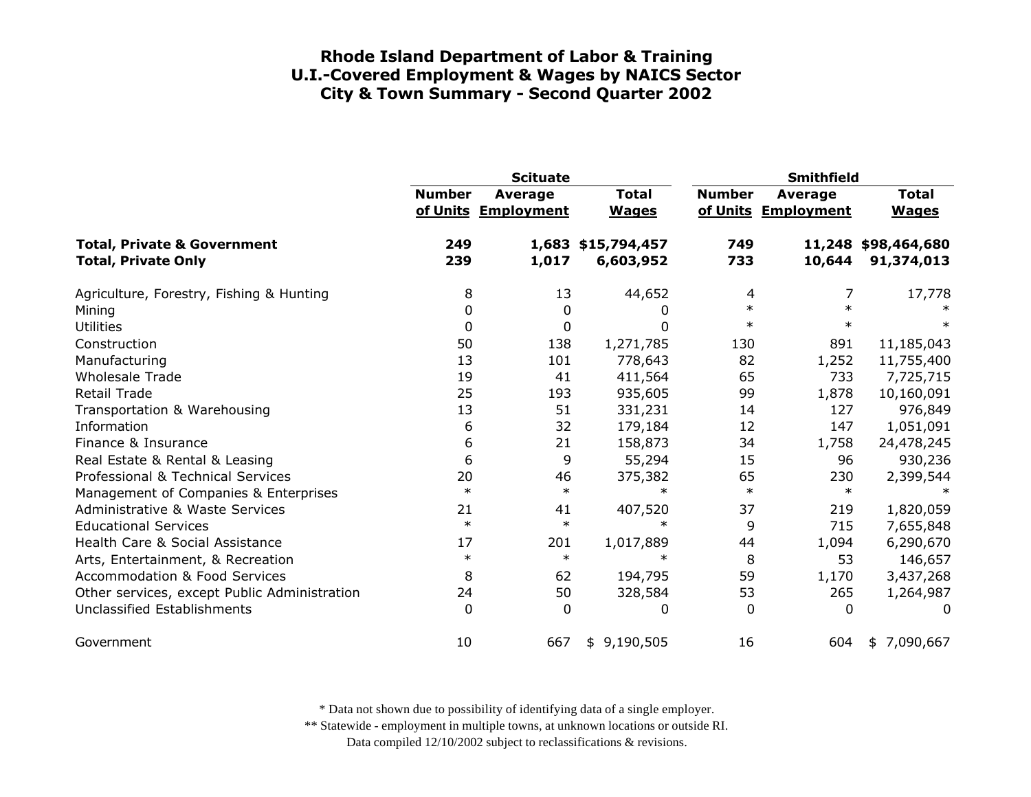# Rhode Island Department of Labor & Training
## U.I.-Covered Employment & Wages by NAICS Sector
## City & Town Summary - Second Quarter 2002

| | Scituate | | | Smithfield | | |
|---|---|---|---|---|---|---|
| | Number of Units | Average Employment | Total Wages | Number of Units | Average Employment | Total Wages |
| **Total, Private & Government** | **249** | **1,683** | **$15,794,457** | **749** | **11,248** | **$98,464,680** |
| **Total, Private Only** | **239** | **1,017** | **6,603,952** | **733** | **10,644** | **91,374,013** |
| Agriculture, Forestry, Fishing & Hunting | 8 | 13 | 44,652 | 4 | 7 | 17,778 |
| Mining | 0 | 0 | 0 | * | * | * |
| Utilities | 0 | 0 | 0 | * | * | * |
| Construction | 50 | 138 | 1,271,785 | 130 | 891 | 11,185,043 |
| Manufacturing | 13 | 101 | 778,643 | 82 | 1,252 | 11,755,400 |
| Wholesale Trade | 19 | 41 | 411,564 | 65 | 733 | 7,725,715 |
| Retail Trade | 25 | 193 | 935,605 | 99 | 1,878 | 10,160,091 |
| Transportation & Warehousing | 13 | 51 | 331,231 | 14 | 127 | 976,849 |
| Information | 6 | 32 | 179,184 | 12 | 147 | 1,051,091 |
| Finance & Insurance | 6 | 21 | 158,873 | 34 | 1,758 | 24,478,245 |
| Real Estate & Rental & Leasing | 6 | 9 | 55,294 | 15 | 96 | 930,236 |
| Professional & Technical Services | 20 | 46 | 375,382 | 65 | 230 | 2,399,544 |
| Management of Companies & Enterprises | * | * | * | * | * | * |
| Administrative & Waste Services | 21 | 41 | 407,520 | 37 | 219 | 1,820,059 |
| Educational Services | * | * | * | 9 | 715 | 7,655,848 |
| Health Care & Social Assistance | 17 | 201 | 1,017,889 | 44 | 1,094 | 6,290,670 |
| Arts, Entertainment, & Recreation | * | * | * | 8 | 53 | 146,657 |
| Accommodation & Food Services | 8 | 62 | 194,795 | 59 | 1,170 | 3,437,268 |
| Other services, except Public Administration | 24 | 50 | 328,584 | 53 | 265 | 1,264,987 |
| Unclassified Establishments | 0 | 0 | 0 | 0 | 0 | 0 |
| Government | 10 | 667 | $ 9,190,505 | 16 | 604 | $ 7,090,667 |

\* Data not shown due to possibility of identifying data of a single employer.

\*\* Statewide - employment in multiple towns, at unknown locations or outside RI.

Data compiled 12/10/2002 subject to reclassifications & revisions.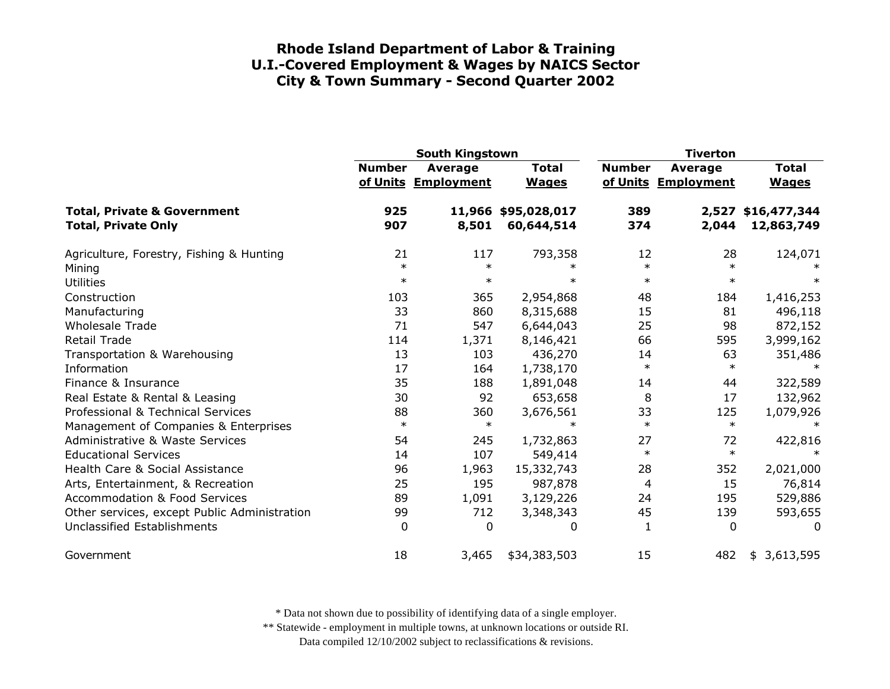# Rhode Island Department of Labor & Training
## U.I.-Covered Employment & Wages by NAICS Sector
## City & Town Summary - Second Quarter 2002

| | South Kingstown | | | Tiverton | | |
|---|---|---|---|---|---|---|
| | Number of Units | Average Employment | Total Wages | Number of Units | Average Employment | Total Wages |
| **Total, Private & Government** | **925** | **11,966** | **$95,028,017** | **389** | **2,527** | **$16,477,344** |
| **Total, Private Only** | **907** | **8,501** | **60,644,514** | **374** | **2,044** | **12,863,749** |
| Agriculture, Forestry, Fishing & Hunting | 21 | 117 | 793,358 | 12 | 28 | 124,071 |
| Mining | * | * | * | * | * | * |
| Utilities | * | * | * | * | * | * |
| Construction | 103 | 365 | 2,954,868 | 48 | 184 | 1,416,253 |
| Manufacturing | 33 | 860 | 8,315,688 | 15 | 81 | 496,118 |
| Wholesale Trade | 71 | 547 | 6,644,043 | 25 | 98 | 872,152 |
| Retail Trade | 114 | 1,371 | 8,146,421 | 66 | 595 | 3,999,162 |
| Transportation & Warehousing | 13 | 103 | 436,270 | 14 | 63 | 351,486 |
| Information | 17 | 164 | 1,738,170 | * | * | * |
| Finance & Insurance | 35 | 188 | 1,891,048 | 14 | 44 | 322,589 |
| Real Estate & Rental & Leasing | 30 | 92 | 653,658 | 8 | 17 | 132,962 |
| Professional & Technical Services | 88 | 360 | 3,676,561 | 33 | 125 | 1,079,926 |
| Management of Companies & Enterprises | * | * | * | * | * | * |
| Administrative & Waste Services | 54 | 245 | 1,732,863 | 27 | 72 | 422,816 |
| Educational Services | 14 | 107 | 549,414 | * | * | * |
| Health Care & Social Assistance | 96 | 1,963 | 15,332,743 | 28 | 352 | 2,021,000 |
| Arts, Entertainment, & Recreation | 25 | 195 | 987,878 | 4 | 15 | 76,814 |
| Accommodation & Food Services | 89 | 1,091 | 3,129,226 | 24 | 195 | 529,886 |
| Other services, except Public Administration | 99 | 712 | 3,348,343 | 45 | 139 | 593,655 |
| Unclassified Establishments | 0 | 0 | 0 | 1 | 0 | 0 |
| Government | 18 | 3,465 | $34,383,503 | 15 | 482 | $ 3,613,595 |

* Data not shown due to possibility of identifying data of a single employer.

** Statewide - employment in multiple towns, at unknown locations or outside RI.

Data compiled 12/10/2002 subject to reclassifications & revisions.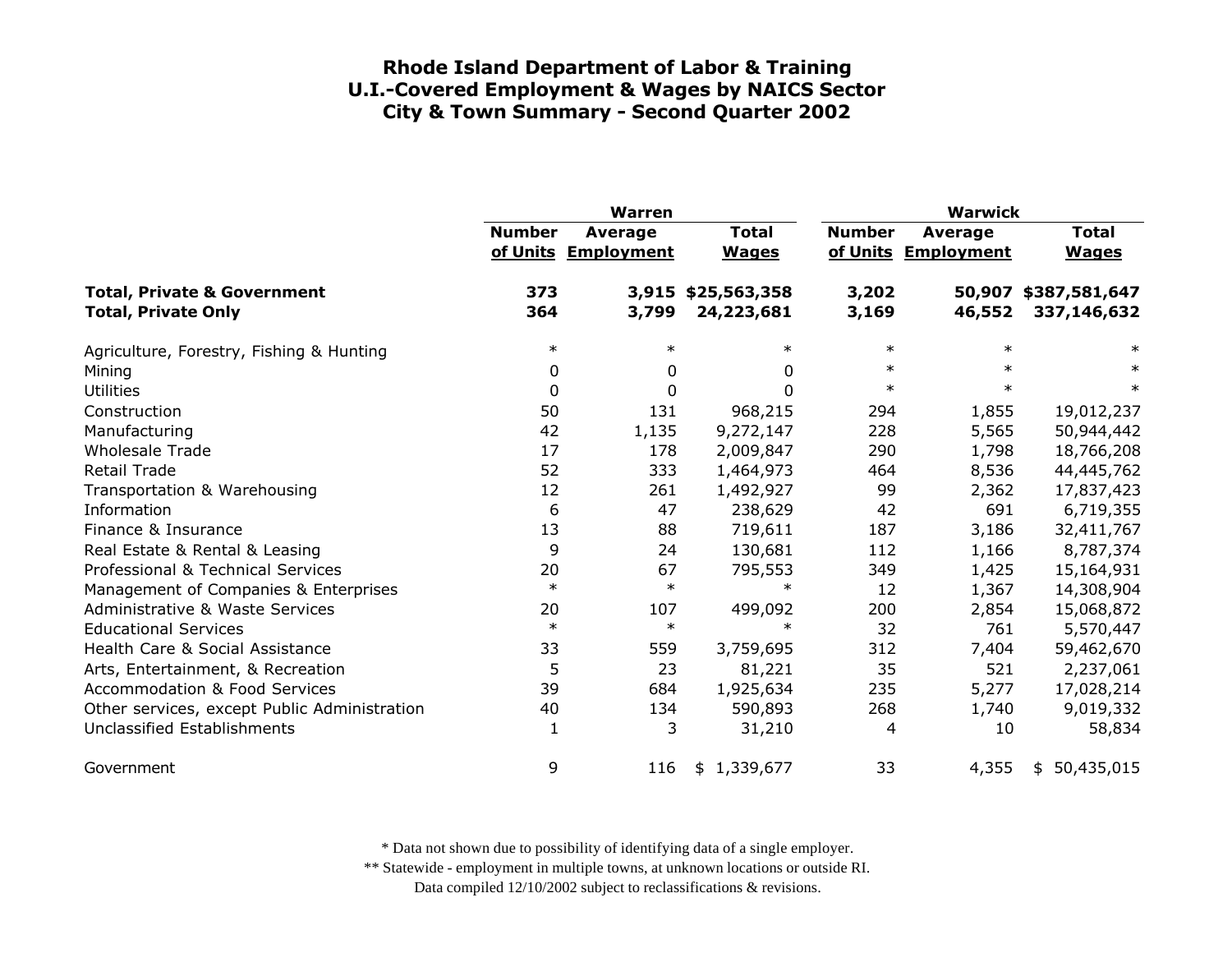# Rhode Island Department of Labor & Training
## U.I.-Covered Employment & Wages by NAICS Sector
## City & Town Summary - Second Quarter 2002

| | Warren | | | Warwick | | |
|---|---|---|---|---|---|---|
| | Number of Units | Average Employment | Total Wages | Number of Units | Average Employment | Total Wages |
| **Total, Private & Government** | **373** | **3,915** | **$25,563,358** | **3,202** | **50,907** | **$387,581,647** |
| **Total, Private Only** | **364** | **3,799** | **24,223,681** | **3,169** | **46,552** | **337,146,632** |
| Agriculture, Forestry, Fishing & Hunting | * | * | * | * | * | * |
| Mining | 0 | 0 | 0 | * | * | * |
| Utilities | 0 | 0 | 0 | * | * | * |
| Construction | 50 | 131 | 968,215 | 294 | 1,855 | 19,012,237 |
| Manufacturing | 42 | 1,135 | 9,272,147 | 228 | 5,565 | 50,944,442 |
| Wholesale Trade | 17 | 178 | 2,009,847 | 290 | 1,798 | 18,766,208 |
| Retail Trade | 52 | 333 | 1,464,973 | 464 | 8,536 | 44,445,762 |
| Transportation & Warehousing | 12 | 261 | 1,492,927 | 99 | 2,362 | 17,837,423 |
| Information | 6 | 47 | 238,629 | 42 | 691 | 6,719,355 |
| Finance & Insurance | 13 | 88 | 719,611 | 187 | 3,186 | 32,411,767 |
| Real Estate & Rental & Leasing | 9 | 24 | 130,681 | 112 | 1,166 | 8,787,374 |
| Professional & Technical Services | 20 | 67 | 795,553 | 349 | 1,425 | 15,164,931 |
| Management of Companies & Enterprises | * | * | * | 12 | 1,367 | 14,308,904 |
| Administrative & Waste Services | 20 | 107 | 499,092 | 200 | 2,854 | 15,068,872 |
| Educational Services | * | * | * | 32 | 761 | 5,570,447 |
| Health Care & Social Assistance | 33 | 559 | 3,759,695 | 312 | 7,404 | 59,462,670 |
| Arts, Entertainment, & Recreation | 5 | 23 | 81,221 | 35 | 521 | 2,237,061 |
| Accommodation & Food Services | 39 | 684 | 1,925,634 | 235 | 5,277 | 17,028,214 |
| Other services, except Public Administration | 40 | 134 | 590,893 | 268 | 1,740 | 9,019,332 |
| Unclassified Establishments | 1 | 3 | 31,210 | 4 | 10 | 58,834 |
| Government | 9 | 116 | $ 1,339,677 | 33 | 4,355 | $ 50,435,015 |

* Data not shown due to possibility of identifying data of a single employer.

** Statewide - employment in multiple towns, at unknown locations or outside RI.

Data compiled 12/10/2002 subject to reclassifications & revisions.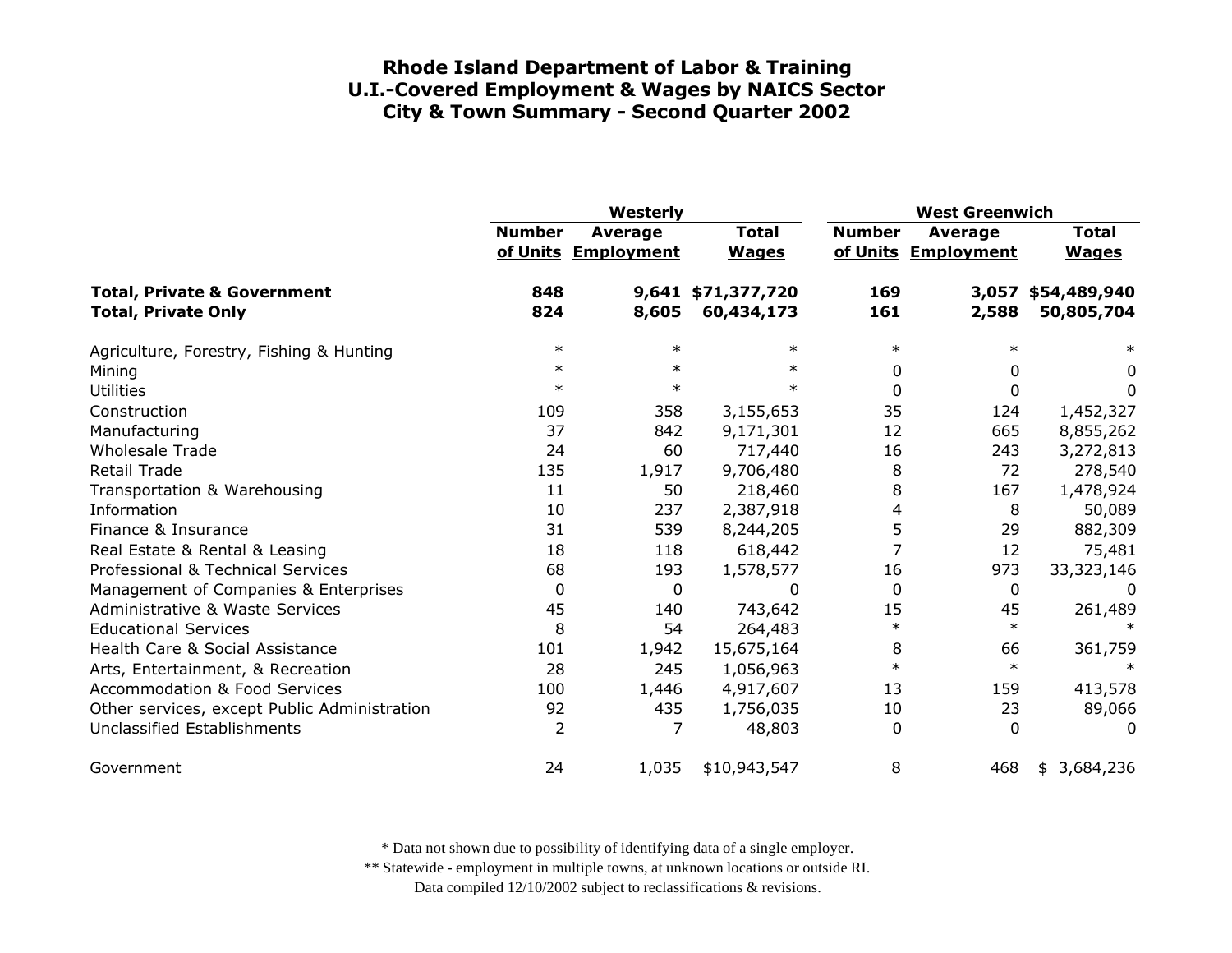# Rhode Island Department of Labor & Training
## U.I.-Covered Employment & Wages by NAICS Sector
## City & Town Summary - Second Quarter 2002

| | Westerly | | | West Greenwich | | |
|---|---|---|---|---|---|---|
| | Number of Units | Average Employment | Total Wages | Number of Units | Average Employment | Total Wages |
| **Total, Private & Government** | **848** | **9,641** | **$71,377,720** | **169** | **3,057** | **$54,489,940** |
| **Total, Private Only** | **824** | **8,605** | **60,434,173** | **161** | **2,588** | **50,805,704** |
| Agriculture, Forestry, Fishing & Hunting | * | * | * | * | * | * |
| Mining | * | * | * | 0 | 0 | 0 |
| Utilities | * | * | * | 0 | 0 | 0 |
| Construction | 109 | 358 | 3,155,653 | 35 | 124 | 1,452,327 |
| Manufacturing | 37 | 842 | 9,171,301 | 12 | 665 | 8,855,262 |
| Wholesale Trade | 24 | 60 | 717,440 | 16 | 243 | 3,272,813 |
| Retail Trade | 135 | 1,917 | 9,706,480 | 8 | 72 | 278,540 |
| Transportation & Warehousing | 11 | 50 | 218,460 | 8 | 167 | 1,478,924 |
| Information | 10 | 237 | 2,387,918 | 4 | 8 | 50,089 |
| Finance & Insurance | 31 | 539 | 8,244,205 | 5 | 29 | 882,309 |
| Real Estate & Rental & Leasing | 18 | 118 | 618,442 | 7 | 12 | 75,481 |
| Professional & Technical Services | 68 | 193 | 1,578,577 | 16 | 973 | 33,323,146 |
| Management of Companies & Enterprises | 0 | 0 | 0 | 0 | 0 | 0 |
| Administrative & Waste Services | 45 | 140 | 743,642 | 15 | 45 | 261,489 |
| Educational Services | 8 | 54 | 264,483 | * | * | * |
| Health Care & Social Assistance | 101 | 1,942 | 15,675,164 | 8 | 66 | 361,759 |
| Arts, Entertainment, & Recreation | 28 | 245 | 1,056,963 | * | * | * |
| Accommodation & Food Services | 100 | 1,446 | 4,917,607 | 13 | 159 | 413,578 |
| Other services, except Public Administration | 92 | 435 | 1,756,035 | 10 | 23 | 89,066 |
| Unclassified Establishments | 2 | 7 | 48,803 | 0 | 0 | 0 |
| Government | 24 | 1,035 | $10,943,547 | 8 | 468 | $ 3,684,236 |

\* Data not shown due to possibility of identifying data of a single employer.

\*\* Statewide - employment in multiple towns, at unknown locations or outside RI.

Data compiled 12/10/2002 subject to reclassifications & revisions.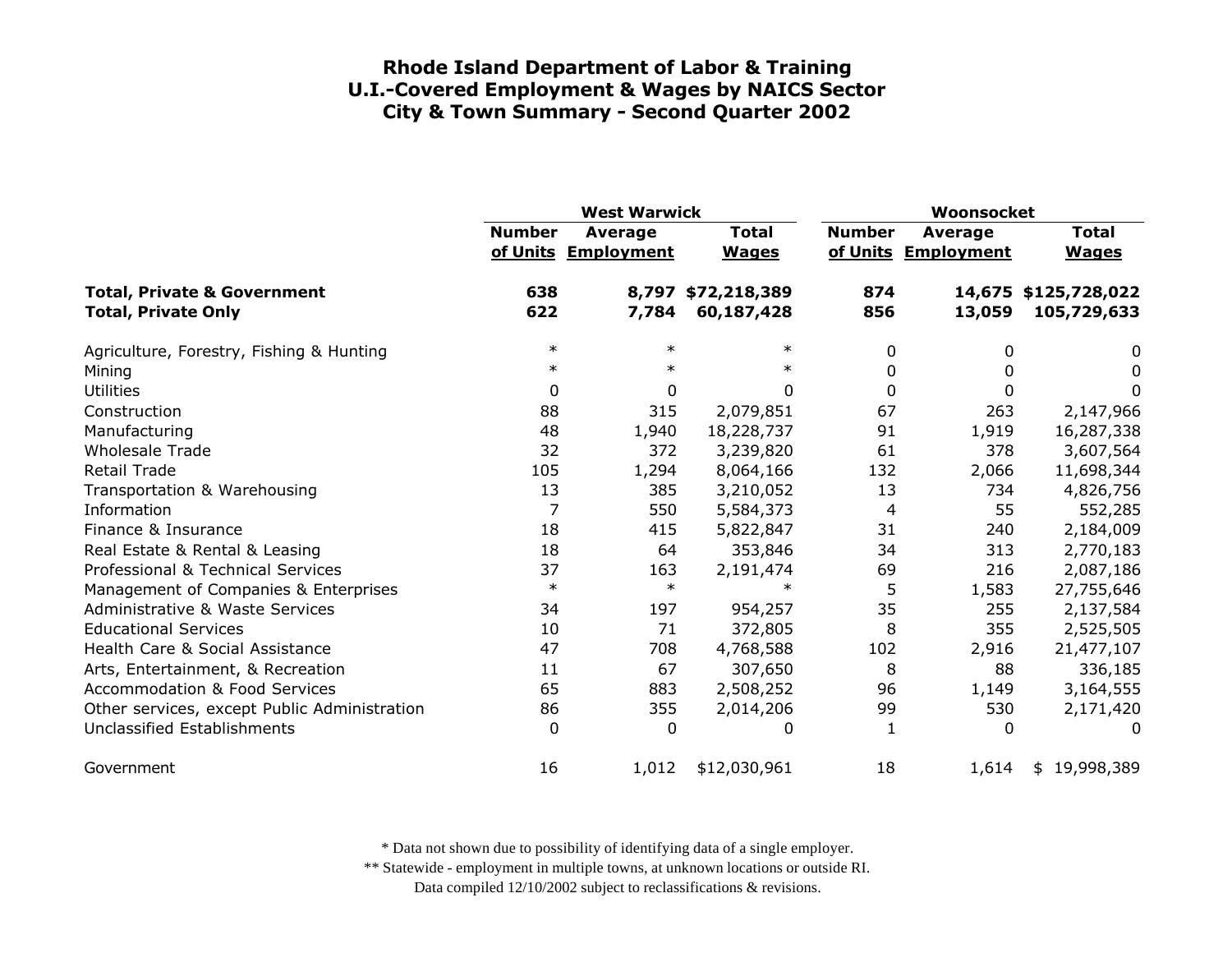# Rhode Island Department of Labor & Training
## U.I.-Covered Employment & Wages by NAICS Sector
## City & Town Summary - Second Quarter 2002

| | West Warwick | | | Woonsocket | | |
|---|---|---|---|---|---|---|
| | Number of Units | Average Employment | Total Wages | Number of Units | Average Employment | Total Wages |
| **Total, Private & Government** | **638** | **8,797** | **$72,218,389** | **874** | **14,675** | **$125,728,022** |
| **Total, Private Only** | **622** | **7,784** | **60,187,428** | **856** | **13,059** | **105,729,633** |
| Agriculture, Forestry, Fishing & Hunting | * | * | * | 0 | 0 | 0 |
| Mining | * | * | * | 0 | 0 | 0 |
| Utilities | 0 | 0 | 0 | 0 | 0 | 0 |
| Construction | 88 | 315 | 2,079,851 | 67 | 263 | 2,147,966 |
| Manufacturing | 48 | 1,940 | 18,228,737 | 91 | 1,919 | 16,287,338 |
| Wholesale Trade | 32 | 372 | 3,239,820 | 61 | 378 | 3,607,564 |
| Retail Trade | 105 | 1,294 | 8,064,166 | 132 | 2,066 | 11,698,344 |
| Transportation & Warehousing | 13 | 385 | 3,210,052 | 13 | 734 | 4,826,756 |
| Information | 7 | 550 | 5,584,373 | 4 | 55 | 552,285 |
| Finance & Insurance | 18 | 415 | 5,822,847 | 31 | 240 | 2,184,009 |
| Real Estate & Rental & Leasing | 18 | 64 | 353,846 | 34 | 313 | 2,770,183 |
| Professional & Technical Services | 37 | 163 | 2,191,474 | 69 | 216 | 2,087,186 |
| Management of Companies & Enterprises | * | * | * | 5 | 1,583 | 27,755,646 |
| Administrative & Waste Services | 34 | 197 | 954,257 | 35 | 255 | 2,137,584 |
| Educational Services | 10 | 71 | 372,805 | 8 | 355 | 2,525,505 |
| Health Care & Social Assistance | 47 | 708 | 4,768,588 | 102 | 2,916 | 21,477,107 |
| Arts, Entertainment, & Recreation | 11 | 67 | 307,650 | 8 | 88 | 336,185 |
| Accommodation & Food Services | 65 | 883 | 2,508,252 | 96 | 1,149 | 3,164,555 |
| Other services, except Public Administration | 86 | 355 | 2,014,206 | 99 | 530 | 2,171,420 |
| Unclassified Establishments | 0 | 0 | 0 | 1 | 0 | 0 |
| Government | 16 | 1,012 | $12,030,961 | 18 | 1,614 | $ 19,998,389 |

\* Data not shown due to possibility of identifying data of a single employer.

\*\* Statewide - employment in multiple towns, at unknown locations or outside RI.

Data compiled 12/10/2002 subject to reclassifications & revisions.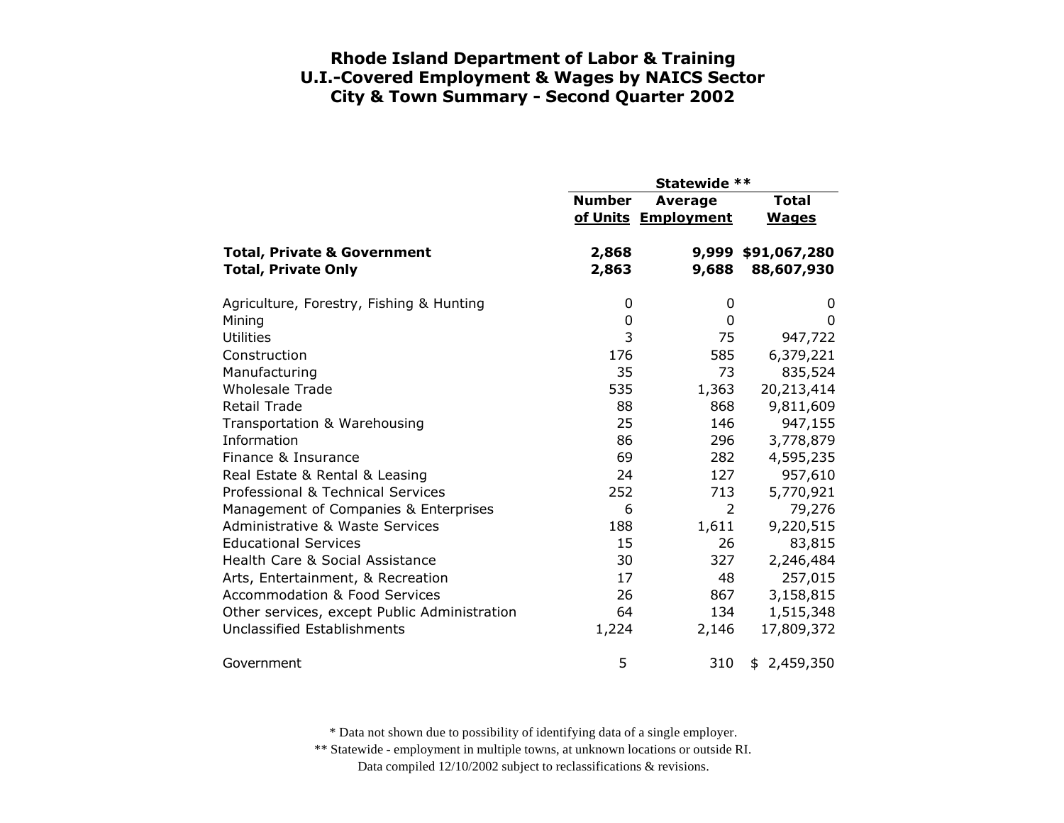# Rhode Island Department of Labor & Training
## U.I.-Covered Employment & Wages by NAICS Sector
## City & Town Summary - Second Quarter 2002

| | Statewide ** | | |
|---|---|---|---|
| | Number of Units | Average Employment | Total Wages |
| **Total, Private & Government** | **2,868** | **9,999** | **$91,067,280** |
| **Total, Private Only** | **2,863** | **9,688** | **88,607,930** |
| Agriculture, Forestry, Fishing & Hunting | 0 | 0 | 0 |
| Mining | 0 | 0 | 0 |
| Utilities | 3 | 75 | 947,722 |
| Construction | 176 | 585 | 6,379,221 |
| Manufacturing | 35 | 73 | 835,524 |
| Wholesale Trade | 535 | 1,363 | 20,213,414 |
| Retail Trade | 88 | 868 | 9,811,609 |
| Transportation & Warehousing | 25 | 146 | 947,155 |
| Information | 86 | 296 | 3,778,879 |
| Finance & Insurance | 69 | 282 | 4,595,235 |
| Real Estate & Rental & Leasing | 24 | 127 | 957,610 |
| Professional & Technical Services | 252 | 713 | 5,770,921 |
| Management of Companies & Enterprises | 6 | 2 | 79,276 |
| Administrative & Waste Services | 188 | 1,611 | 9,220,515 |
| Educational Services | 15 | 26 | 83,815 |
| Health Care & Social Assistance | 30 | 327 | 2,246,484 |
| Arts, Entertainment, & Recreation | 17 | 48 | 257,015 |
| Accommodation & Food Services | 26 | 867 | 3,158,815 |
| Other services, except Public Administration | 64 | 134 | 1,515,348 |
| Unclassified Establishments | 1,224 | 2,146 | 17,809,372 |
| Government | 5 | 310 | $ 2,459,350 |

\* Data not shown due to possibility of identifying data of a single employer.

\** Statewide - employment in multiple towns, at unknown locations or outside RI.

Data compiled 12/10/2002 subject to reclassifications & revisions.